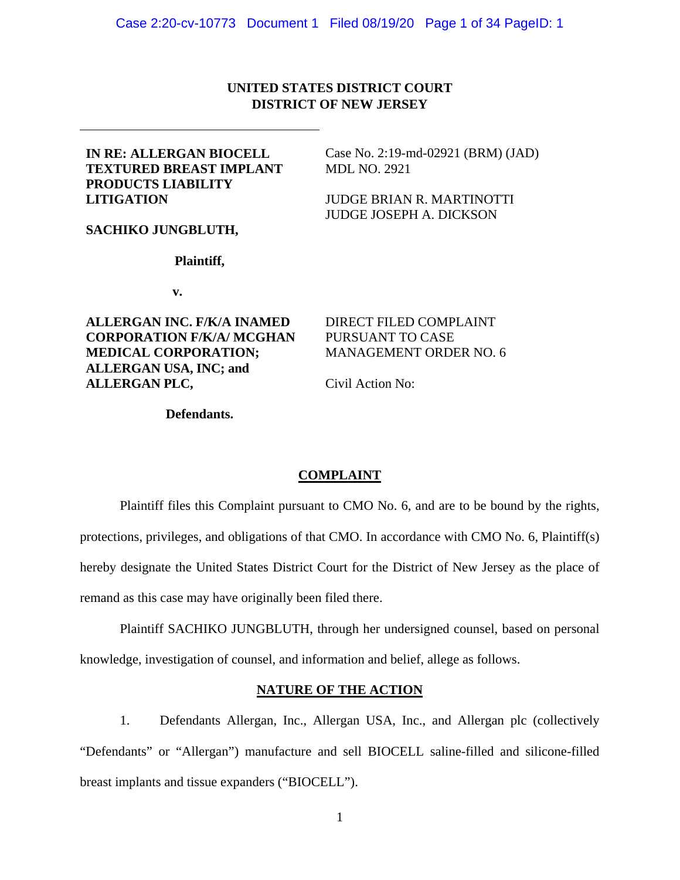**UNITED STATES DISTRICT COURT**
**DISTRICT OF NEW JERSEY**

| | |
|---|---|
| **IN RE: ALLERGAN BIOCELL TEXTURED BREAST IMPLANT PRODUCTS LIABILITY LITIGATION** | Case No. 2:19-md-02921 (BRM) (JAD) MDL NO. 2921 |
| | JUDGE BRIAN R. MARTINOTTI JUDGE JOSEPH A. DICKSON |
| **SACHIKO JUNGBLUTH,** | |
| **Plaintiff,** | |
| **v.** | |
| **ALLERGAN INC. F/K/A INAMED CORPORATION F/K/A/ MCGHAN MEDICAL CORPORATION; ALLERGAN USA, INC; and ALLERGAN PLC,** | DIRECT FILED COMPLAINT PURSUANT TO CASE MANAGEMENT ORDER NO. 6 |
| | Civil Action No: |
| **Defendants.** | |

## COMPLAINT

Plaintiff files this Complaint pursuant to CMO No. 6, and are to be bound by the rights, protections, privileges, and obligations of that CMO. In accordance with CMO No. 6, Plaintiff(s) hereby designate the United States District Court for the District of New Jersey as the place of remand as this case may have originally been filed there.

Plaintiff SACHIKO JUNGBLUTH, through her undersigned counsel, based on personal knowledge, investigation of counsel, and information and belief, allege as follows.

## NATURE OF THE ACTION

1. Defendants Allergan, Inc., Allergan USA, Inc., and Allergan plc (collectively "Defendants" or "Allergan") manufacture and sell BIOCELL saline-filled and silicone-filled breast implants and tissue expanders ("BIOCELL").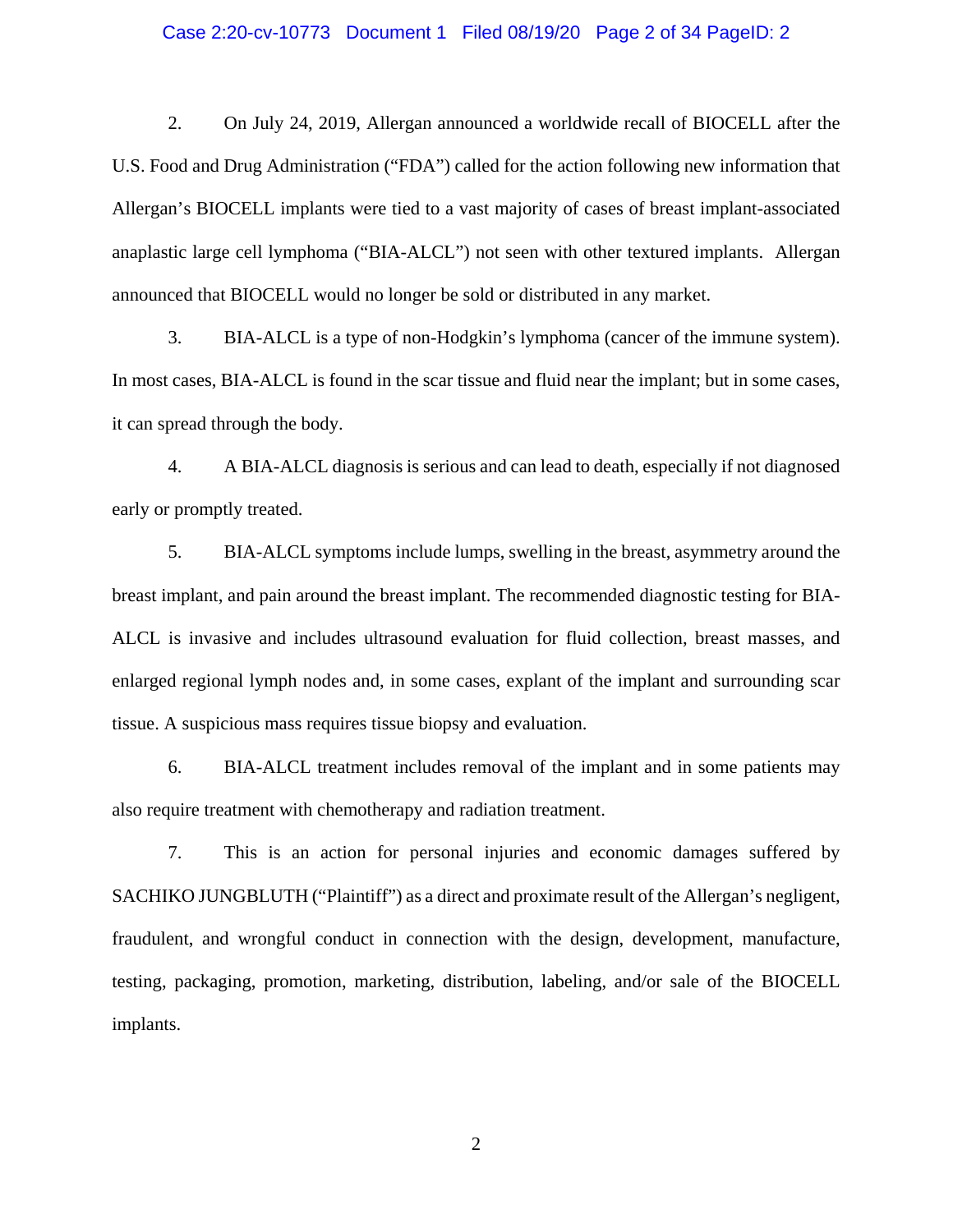2. On July 24, 2019, Allergan announced a worldwide recall of BIOCELL after the U.S. Food and Drug Administration ("FDA") called for the action following new information that Allergan's BIOCELL implants were tied to a vast majority of cases of breast implant-associated anaplastic large cell lymphoma ("BIA-ALCL") not seen with other textured implants. Allergan announced that BIOCELL would no longer be sold or distributed in any market.

3. BIA-ALCL is a type of non-Hodgkin's lymphoma (cancer of the immune system). In most cases, BIA-ALCL is found in the scar tissue and fluid near the implant; but in some cases, it can spread through the body.

4. A BIA-ALCL diagnosis is serious and can lead to death, especially if not diagnosed early or promptly treated.

5. BIA-ALCL symptoms include lumps, swelling in the breast, asymmetry around the breast implant, and pain around the breast implant. The recommended diagnostic testing for BIA-ALCL is invasive and includes ultrasound evaluation for fluid collection, breast masses, and enlarged regional lymph nodes and, in some cases, explant of the implant and surrounding scar tissue. A suspicious mass requires tissue biopsy and evaluation.

6. BIA-ALCL treatment includes removal of the implant and in some patients may also require treatment with chemotherapy and radiation treatment.

7. This is an action for personal injuries and economic damages suffered by SACHIKO JUNGBLUTH ("Plaintiff") as a direct and proximate result of the Allergan's negligent, fraudulent, and wrongful conduct in connection with the design, development, manufacture, testing, packaging, promotion, marketing, distribution, labeling, and/or sale of the BIOCELL implants.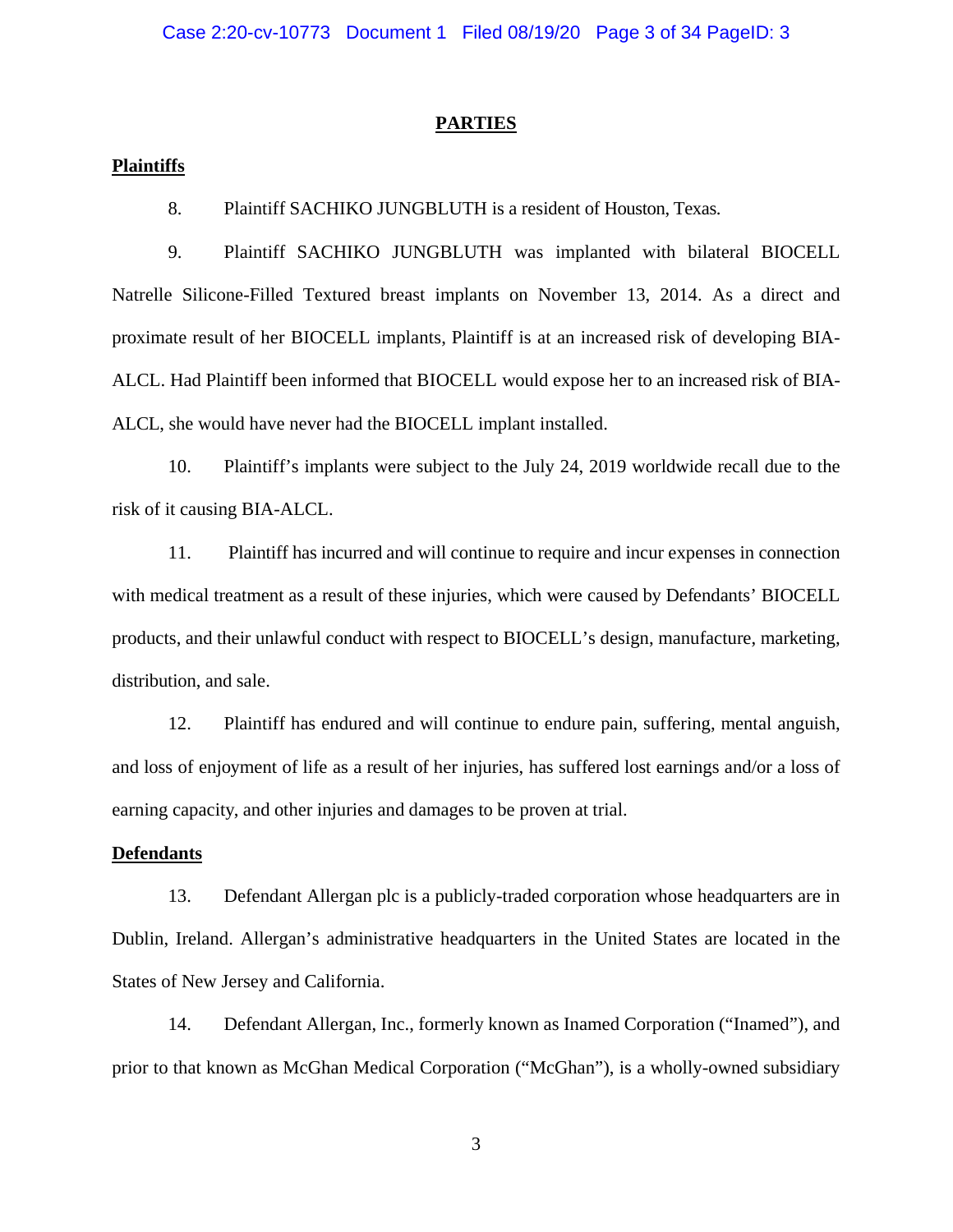## PARTIES

### Plaintiffs

8. Plaintiff SACHIKO JUNGBLUTH is a resident of Houston, Texas.

9. Plaintiff SACHIKO JUNGBLUTH was implanted with bilateral BIOCELL Natrelle Silicone-Filled Textured breast implants on November 13, 2014. As a direct and proximate result of her BIOCELL implants, Plaintiff is at an increased risk of developing BIA-ALCL. Had Plaintiff been informed that BIOCELL would expose her to an increased risk of BIA-ALCL, she would have never had the BIOCELL implant installed.

10. Plaintiff's implants were subject to the July 24, 2019 worldwide recall due to the risk of it causing BIA-ALCL.

11. Plaintiff has incurred and will continue to require and incur expenses in connection with medical treatment as a result of these injuries, which were caused by Defendants' BIOCELL products, and their unlawful conduct with respect to BIOCELL's design, manufacture, marketing, distribution, and sale.

12. Plaintiff has endured and will continue to endure pain, suffering, mental anguish, and loss of enjoyment of life as a result of her injuries, has suffered lost earnings and/or a loss of earning capacity, and other injuries and damages to be proven at trial.

### Defendants

13. Defendant Allergan plc is a publicly-traded corporation whose headquarters are in Dublin, Ireland. Allergan's administrative headquarters in the United States are located in the States of New Jersey and California.

14. Defendant Allergan, Inc., formerly known as Inamed Corporation ("Inamed"), and prior to that known as McGhan Medical Corporation ("McGhan"), is a wholly-owned subsidiary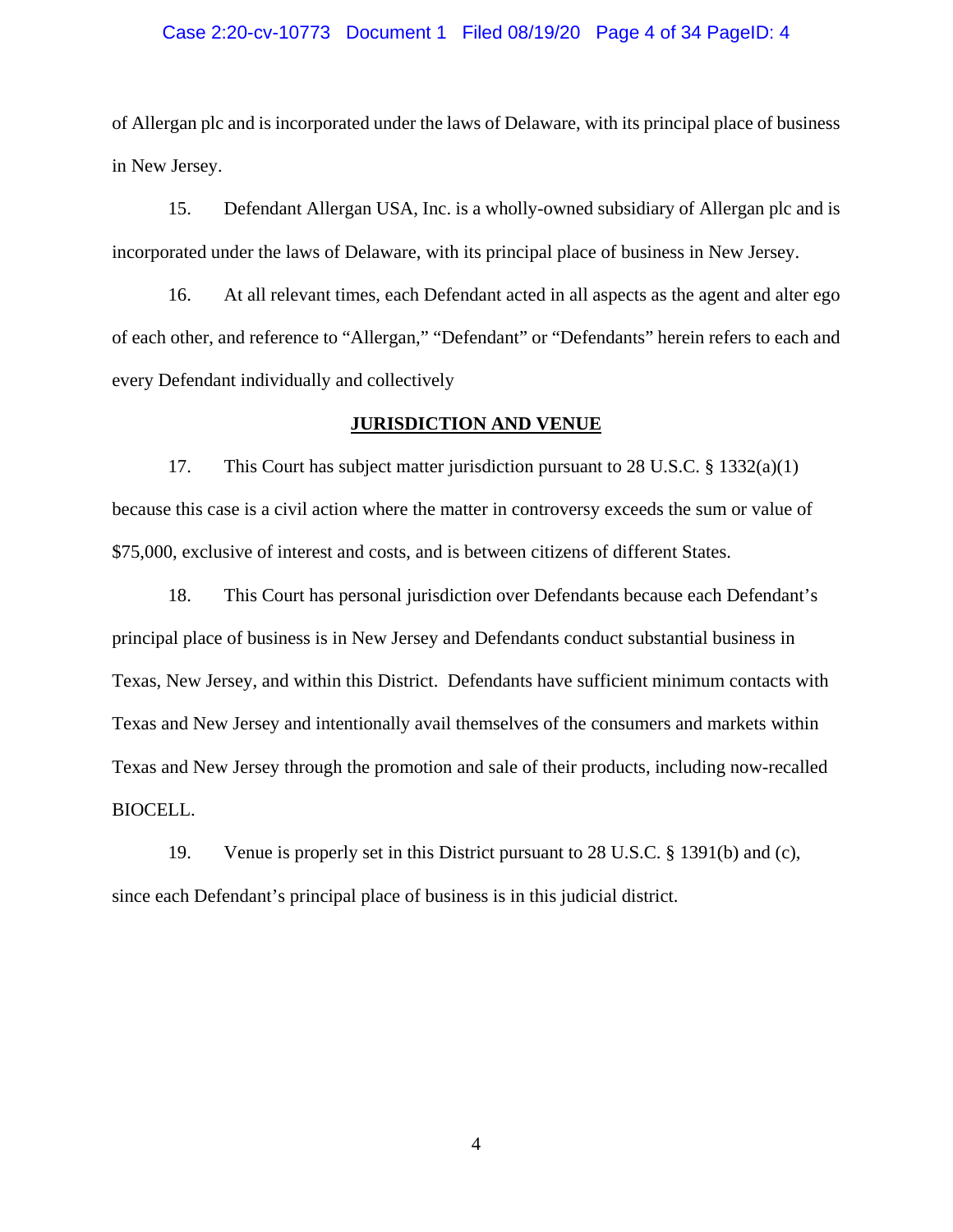of Allergan plc and is incorporated under the laws of Delaware, with its principal place of business in New Jersey.

15. Defendant Allergan USA, Inc. is a wholly-owned subsidiary of Allergan plc and is incorporated under the laws of Delaware, with its principal place of business in New Jersey.

16. At all relevant times, each Defendant acted in all aspects as the agent and alter ego of each other, and reference to "Allergan," "Defendant" or "Defendants" herein refers to each and every Defendant individually and collectively

## JURISDICTION AND VENUE

17. This Court has subject matter jurisdiction pursuant to 28 U.S.C. § 1332(a)(1) because this case is a civil action where the matter in controversy exceeds the sum or value of $75,000, exclusive of interest and costs, and is between citizens of different States.

18. This Court has personal jurisdiction over Defendants because each Defendant's principal place of business is in New Jersey and Defendants conduct substantial business in Texas, New Jersey, and within this District. Defendants have sufficient minimum contacts with Texas and New Jersey and intentionally avail themselves of the consumers and markets within Texas and New Jersey through the promotion and sale of their products, including now-recalled BIOCELL.

19. Venue is properly set in this District pursuant to 28 U.S.C. § 1391(b) and (c), since each Defendant's principal place of business is in this judicial district.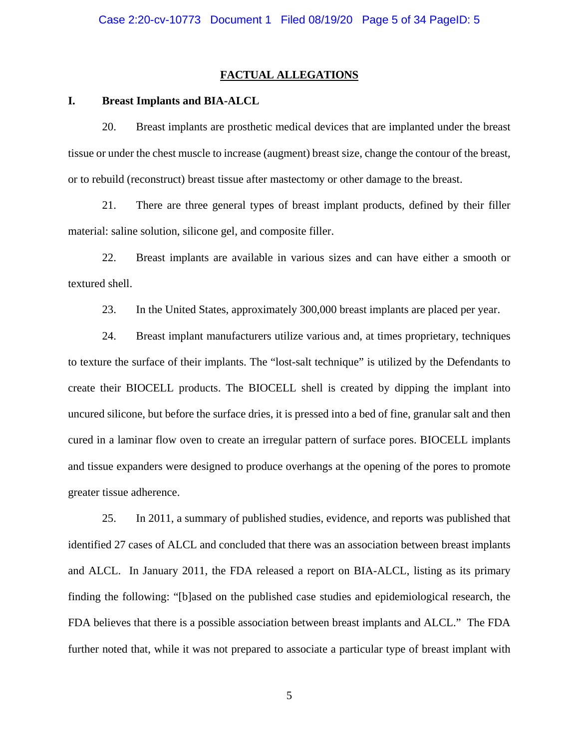## FACTUAL ALLEGATIONS

### I. Breast Implants and BIA-ALCL

20. Breast implants are prosthetic medical devices that are implanted under the breast tissue or under the chest muscle to increase (augment) breast size, change the contour of the breast, or to rebuild (reconstruct) breast tissue after mastectomy or other damage to the breast.

21. There are three general types of breast implant products, defined by their filler material: saline solution, silicone gel, and composite filler.

22. Breast implants are available in various sizes and can have either a smooth or textured shell.

23. In the United States, approximately 300,000 breast implants are placed per year.

24. Breast implant manufacturers utilize various and, at times proprietary, techniques to texture the surface of their implants. The "lost-salt technique" is utilized by the Defendants to create their BIOCELL products. The BIOCELL shell is created by dipping the implant into uncured silicone, but before the surface dries, it is pressed into a bed of fine, granular salt and then cured in a laminar flow oven to create an irregular pattern of surface pores. BIOCELL implants and tissue expanders were designed to produce overhangs at the opening of the pores to promote greater tissue adherence.

25. In 2011, a summary of published studies, evidence, and reports was published that identified 27 cases of ALCL and concluded that there was an association between breast implants and ALCL. In January 2011, the FDA released a report on BIA-ALCL, listing as its primary finding the following: "[b]ased on the published case studies and epidemiological research, the FDA believes that there is a possible association between breast implants and ALCL." The FDA further noted that, while it was not prepared to associate a particular type of breast implant with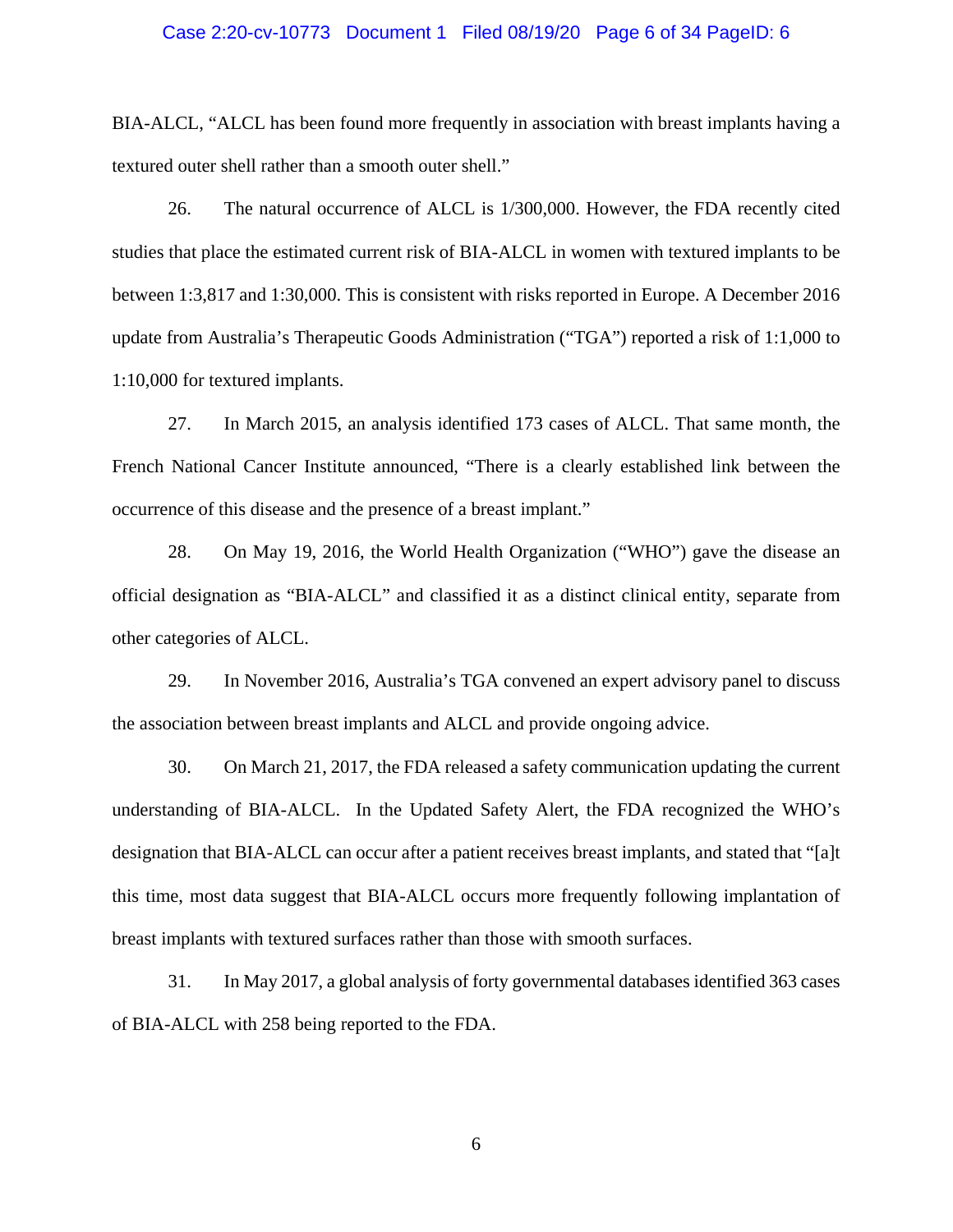BIA-ALCL, "ALCL has been found more frequently in association with breast implants having a textured outer shell rather than a smooth outer shell."

26. The natural occurrence of ALCL is 1/300,000. However, the FDA recently cited studies that place the estimated current risk of BIA-ALCL in women with textured implants to be between 1:3,817 and 1:30,000. This is consistent with risks reported in Europe. A December 2016 update from Australia's Therapeutic Goods Administration ("TGA") reported a risk of 1:1,000 to 1:10,000 for textured implants.

27. In March 2015, an analysis identified 173 cases of ALCL. That same month, the French National Cancer Institute announced, "There is a clearly established link between the occurrence of this disease and the presence of a breast implant."

28. On May 19, 2016, the World Health Organization ("WHO") gave the disease an official designation as "BIA-ALCL" and classified it as a distinct clinical entity, separate from other categories of ALCL.

29. In November 2016, Australia's TGA convened an expert advisory panel to discuss the association between breast implants and ALCL and provide ongoing advice.

30. On March 21, 2017, the FDA released a safety communication updating the current understanding of BIA-ALCL. In the Updated Safety Alert, the FDA recognized the WHO's designation that BIA-ALCL can occur after a patient receives breast implants, and stated that "[a]t this time, most data suggest that BIA-ALCL occurs more frequently following implantation of breast implants with textured surfaces rather than those with smooth surfaces.

31. In May 2017, a global analysis of forty governmental databases identified 363 cases of BIA-ALCL with 258 being reported to the FDA.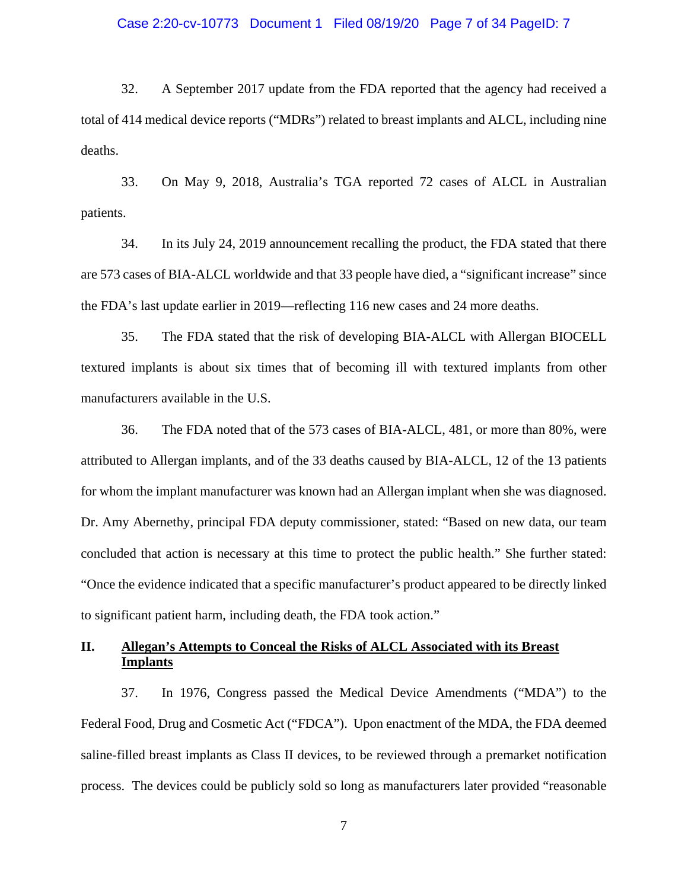32. A September 2017 update from the FDA reported that the agency had received a total of 414 medical device reports ("MDRs") related to breast implants and ALCL, including nine deaths.

33. On May 9, 2018, Australia's TGA reported 72 cases of ALCL in Australian patients.

34. In its July 24, 2019 announcement recalling the product, the FDA stated that there are 573 cases of BIA-ALCL worldwide and that 33 people have died, a "significant increase" since the FDA's last update earlier in 2019—reflecting 116 new cases and 24 more deaths.

35. The FDA stated that the risk of developing BIA-ALCL with Allergan BIOCELL textured implants is about six times that of becoming ill with textured implants from other manufacturers available in the U.S.

36. The FDA noted that of the 573 cases of BIA-ALCL, 481, or more than 80%, were attributed to Allergan implants, and of the 33 deaths caused by BIA-ALCL, 12 of the 13 patients for whom the implant manufacturer was known had an Allergan implant when she was diagnosed. Dr. Amy Abernethy, principal FDA deputy commissioner, stated: "Based on new data, our team concluded that action is necessary at this time to protect the public health." She further stated: "Once the evidence indicated that a specific manufacturer's product appeared to be directly linked to significant patient harm, including death, the FDA took action."

## II. Allegan's Attempts to Conceal the Risks of ALCL Associated with its Breast Implants

37. In 1976, Congress passed the Medical Device Amendments ("MDA") to the Federal Food, Drug and Cosmetic Act ("FDCA"). Upon enactment of the MDA, the FDA deemed saline-filled breast implants as Class II devices, to be reviewed through a premarket notification process. The devices could be publicly sold so long as manufacturers later provided "reasonable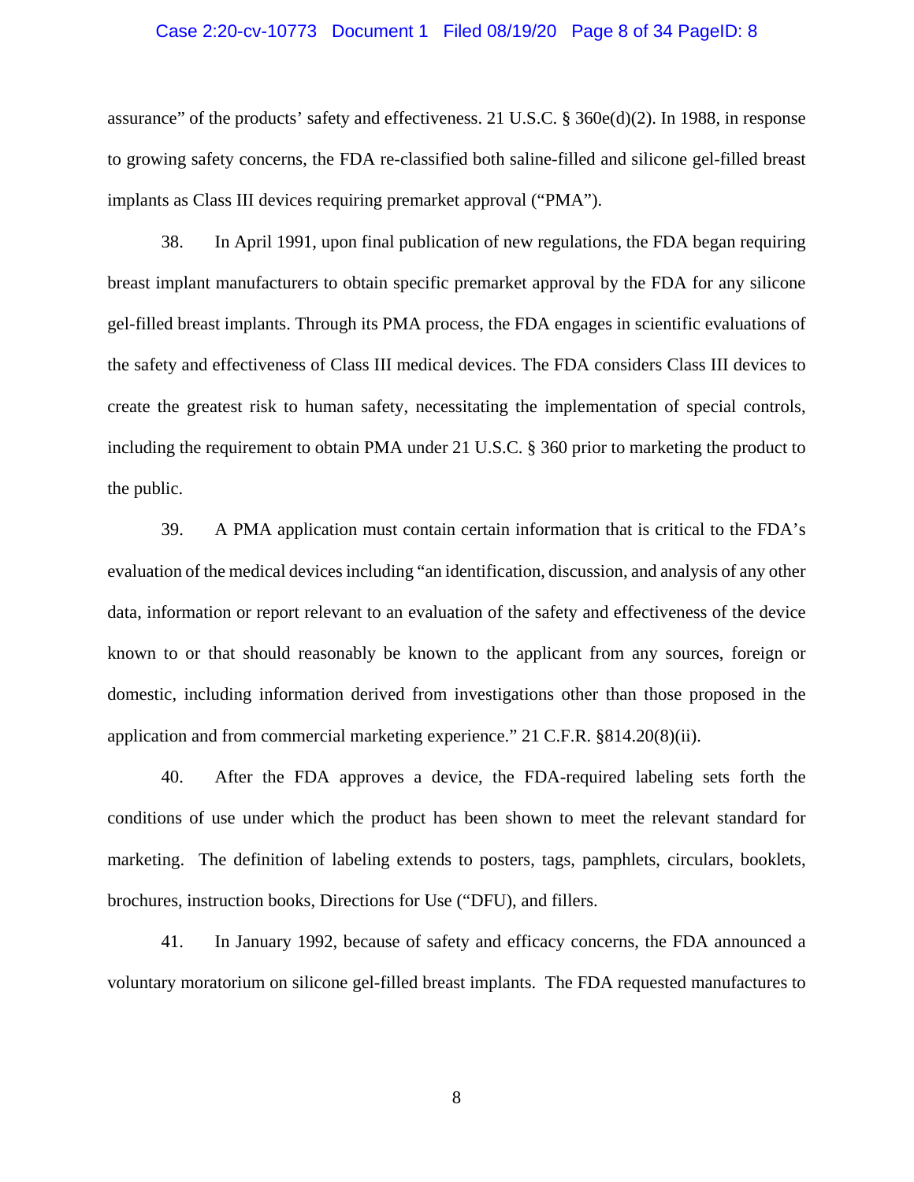assurance" of the products' safety and effectiveness. 21 U.S.C. § 360e(d)(2). In 1988, in response to growing safety concerns, the FDA re-classified both saline-filled and silicone gel-filled breast implants as Class III devices requiring premarket approval ("PMA").

38. In April 1991, upon final publication of new regulations, the FDA began requiring breast implant manufacturers to obtain specific premarket approval by the FDA for any silicone gel-filled breast implants. Through its PMA process, the FDA engages in scientific evaluations of the safety and effectiveness of Class III medical devices. The FDA considers Class III devices to create the greatest risk to human safety, necessitating the implementation of special controls, including the requirement to obtain PMA under 21 U.S.C. § 360 prior to marketing the product to the public.

39. A PMA application must contain certain information that is critical to the FDA's evaluation of the medical devices including "an identification, discussion, and analysis of any other data, information or report relevant to an evaluation of the safety and effectiveness of the device known to or that should reasonably be known to the applicant from any sources, foreign or domestic, including information derived from investigations other than those proposed in the application and from commercial marketing experience." 21 C.F.R. §814.20(8)(ii).

40. After the FDA approves a device, the FDA-required labeling sets forth the conditions of use under which the product has been shown to meet the relevant standard for marketing. The definition of labeling extends to posters, tags, pamphlets, circulars, booklets, brochures, instruction books, Directions for Use ("DFU), and fillers.

41. In January 1992, because of safety and efficacy concerns, the FDA announced a voluntary moratorium on silicone gel-filled breast implants. The FDA requested manufactures to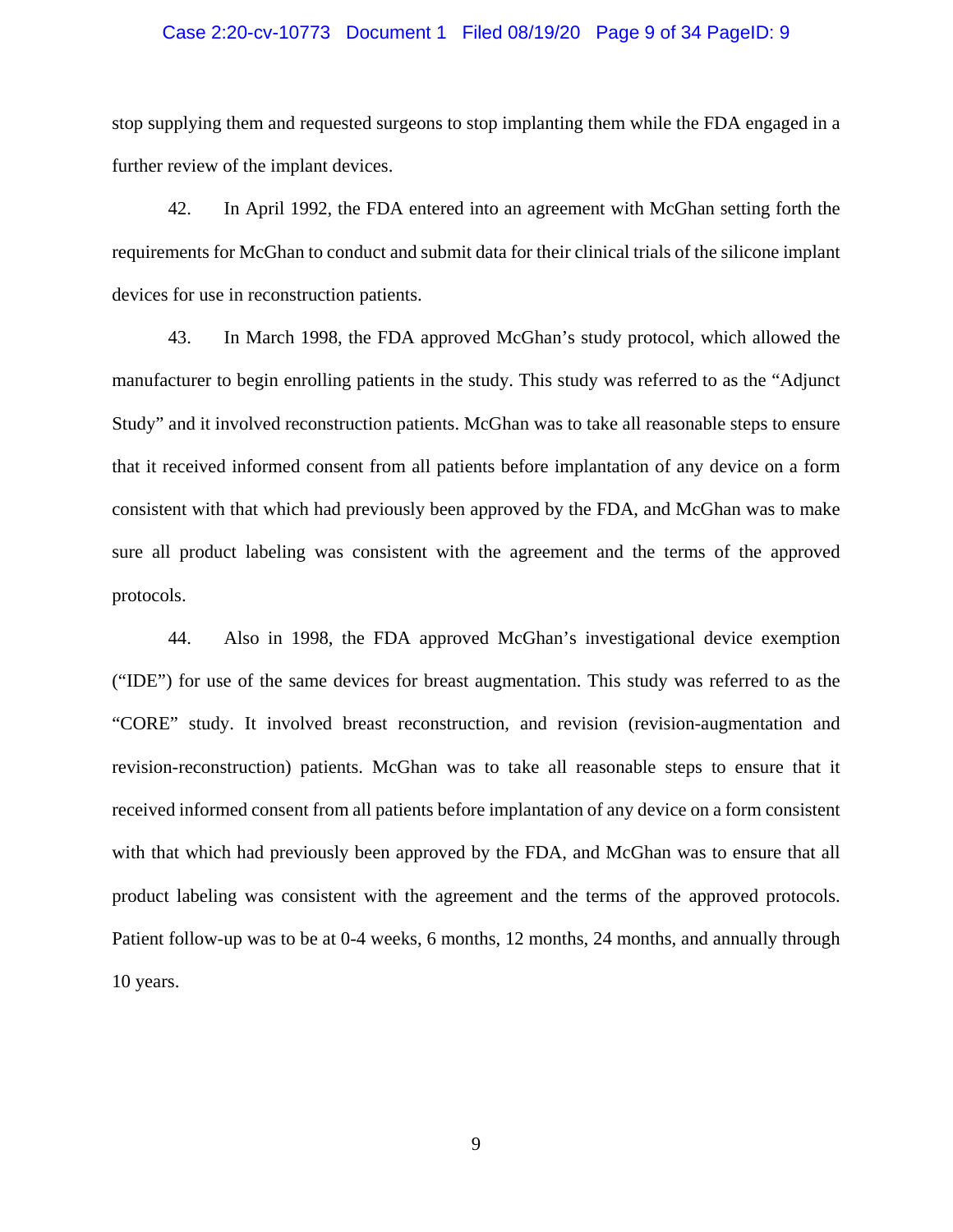stop supplying them and requested surgeons to stop implanting them while the FDA engaged in a further review of the implant devices.

42. In April 1992, the FDA entered into an agreement with McGhan setting forth the requirements for McGhan to conduct and submit data for their clinical trials of the silicone implant devices for use in reconstruction patients.

43. In March 1998, the FDA approved McGhan's study protocol, which allowed the manufacturer to begin enrolling patients in the study. This study was referred to as the "Adjunct Study" and it involved reconstruction patients. McGhan was to take all reasonable steps to ensure that it received informed consent from all patients before implantation of any device on a form consistent with that which had previously been approved by the FDA, and McGhan was to make sure all product labeling was consistent with the agreement and the terms of the approved protocols.

44. Also in 1998, the FDA approved McGhan's investigational device exemption ("IDE") for use of the same devices for breast augmentation. This study was referred to as the "CORE" study. It involved breast reconstruction, and revision (revision-augmentation and revision-reconstruction) patients. McGhan was to take all reasonable steps to ensure that it received informed consent from all patients before implantation of any device on a form consistent with that which had previously been approved by the FDA, and McGhan was to ensure that all product labeling was consistent with the agreement and the terms of the approved protocols. Patient follow-up was to be at 0-4 weeks, 6 months, 12 months, 24 months, and annually through 10 years.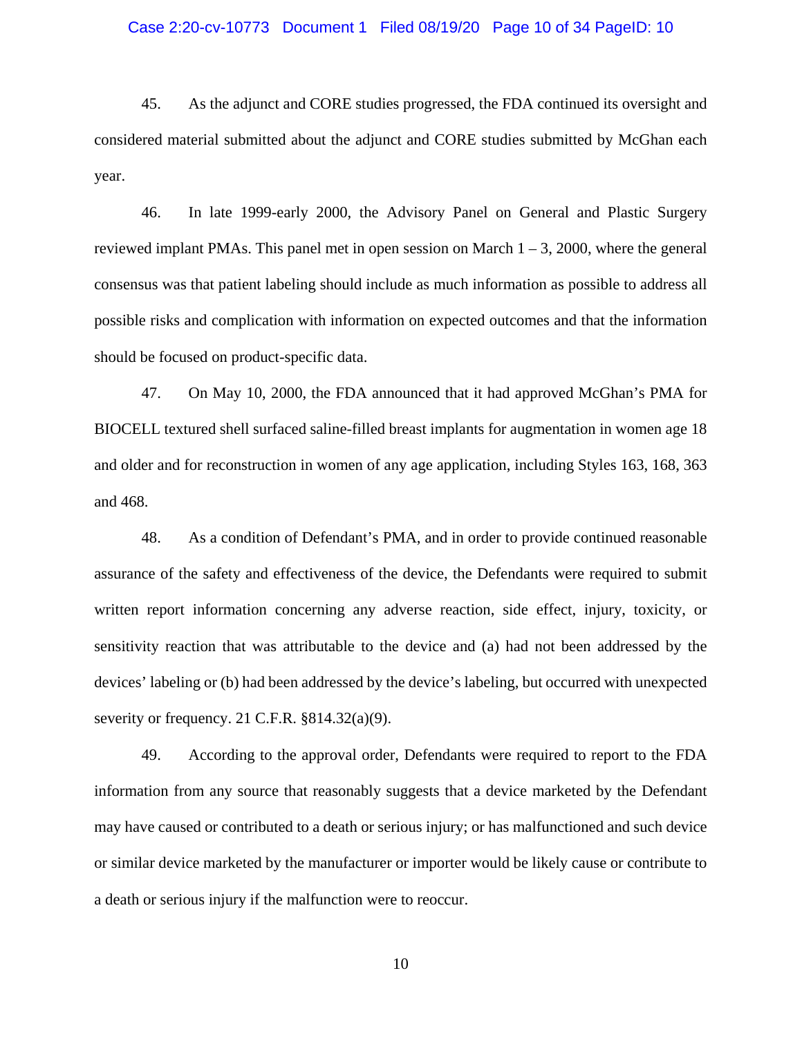45. As the adjunct and CORE studies progressed, the FDA continued its oversight and considered material submitted about the adjunct and CORE studies submitted by McGhan each year.

46. In late 1999-early 2000, the Advisory Panel on General and Plastic Surgery reviewed implant PMAs. This panel met in open session on March 1 – 3, 2000, where the general consensus was that patient labeling should include as much information as possible to address all possible risks and complication with information on expected outcomes and that the information should be focused on product-specific data.

47. On May 10, 2000, the FDA announced that it had approved McGhan's PMA for BIOCELL textured shell surfaced saline-filled breast implants for augmentation in women age 18 and older and for reconstruction in women of any age application, including Styles 163, 168, 363 and 468.

48. As a condition of Defendant's PMA, and in order to provide continued reasonable assurance of the safety and effectiveness of the device, the Defendants were required to submit written report information concerning any adverse reaction, side effect, injury, toxicity, or sensitivity reaction that was attributable to the device and (a) had not been addressed by the devices' labeling or (b) had been addressed by the device's labeling, but occurred with unexpected severity or frequency. 21 C.F.R. §814.32(a)(9).

49. According to the approval order, Defendants were required to report to the FDA information from any source that reasonably suggests that a device marketed by the Defendant may have caused or contributed to a death or serious injury; or has malfunctioned and such device or similar device marketed by the manufacturer or importer would be likely cause or contribute to a death or serious injury if the malfunction were to reoccur.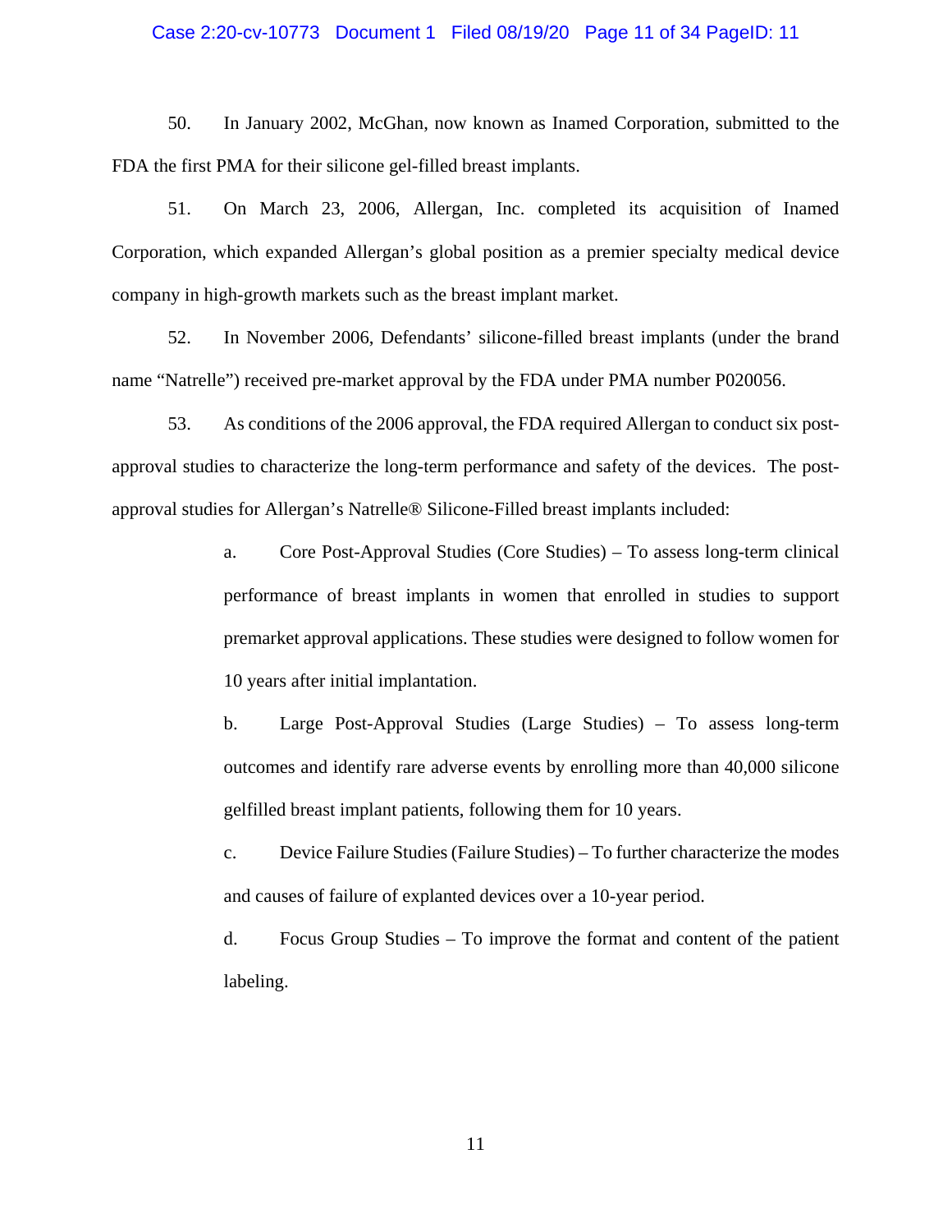50. In January 2002, McGhan, now known as Inamed Corporation, submitted to the FDA the first PMA for their silicone gel-filled breast implants.

51. On March 23, 2006, Allergan, Inc. completed its acquisition of Inamed Corporation, which expanded Allergan's global position as a premier specialty medical device company in high-growth markets such as the breast implant market.

52. In November 2006, Defendants' silicone-filled breast implants (under the brand name "Natrelle") received pre-market approval by the FDA under PMA number P020056.

53. As conditions of the 2006 approval, the FDA required Allergan to conduct six post-approval studies to characterize the long-term performance and safety of the devices. The post-approval studies for Allergan's Natrelle® Silicone-Filled breast implants included:

a. Core Post-Approval Studies (Core Studies) – To assess long-term clinical performance of breast implants in women that enrolled in studies to support premarket approval applications. These studies were designed to follow women for 10 years after initial implantation.

b. Large Post-Approval Studies (Large Studies) – To assess long-term outcomes and identify rare adverse events by enrolling more than 40,000 silicone gelfilled breast implant patients, following them for 10 years.

c. Device Failure Studies (Failure Studies) – To further characterize the modes and causes of failure of explanted devices over a 10-year period.

d. Focus Group Studies – To improve the format and content of the patient labeling.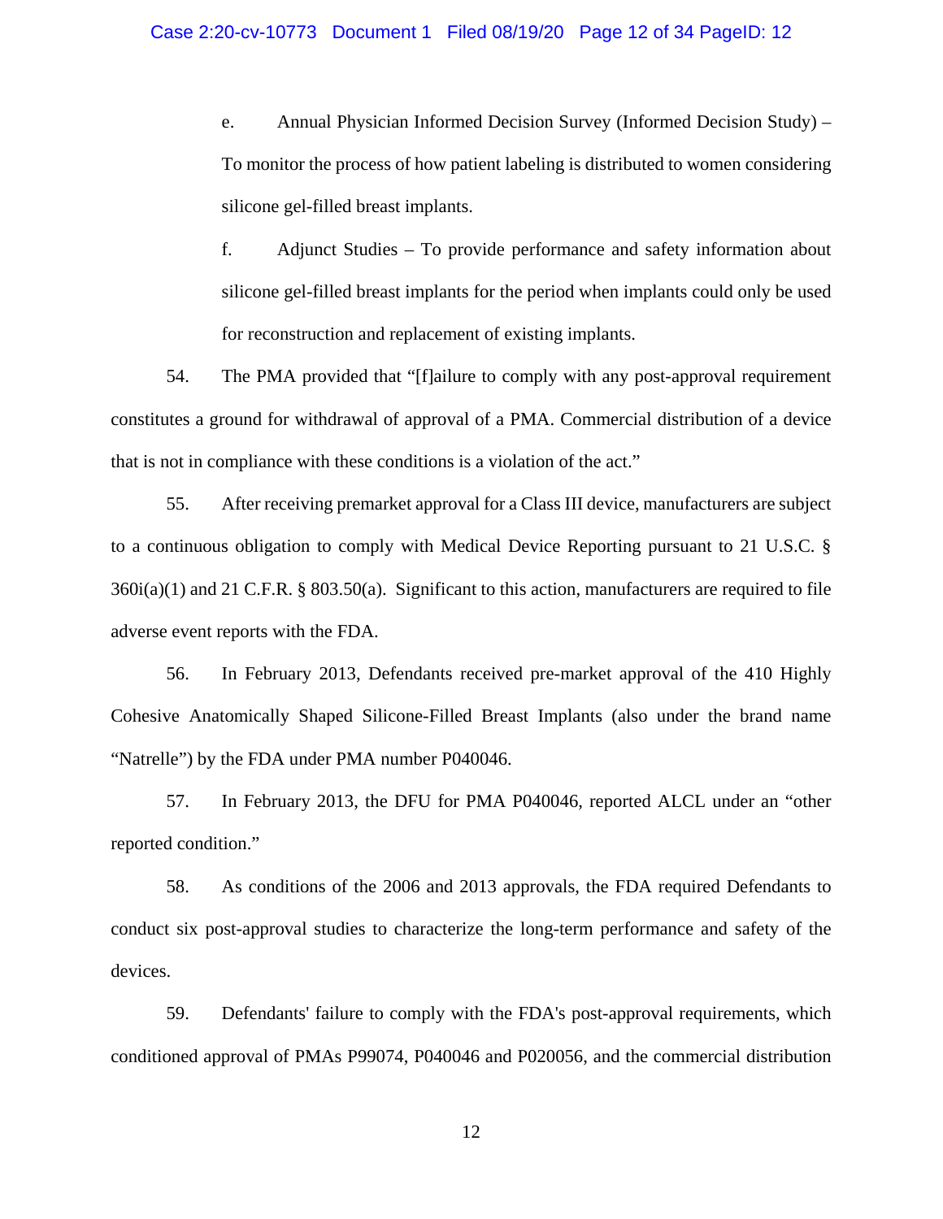e. Annual Physician Informed Decision Survey (Informed Decision Study) – To monitor the process of how patient labeling is distributed to women considering silicone gel-filled breast implants.

f. Adjunct Studies – To provide performance and safety information about silicone gel-filled breast implants for the period when implants could only be used for reconstruction and replacement of existing implants.

54. The PMA provided that "[f]ailure to comply with any post-approval requirement constitutes a ground for withdrawal of approval of a PMA. Commercial distribution of a device that is not in compliance with these conditions is a violation of the act."

55. After receiving premarket approval for a Class III device, manufacturers are subject to a continuous obligation to comply with Medical Device Reporting pursuant to 21 U.S.C. § 360i(a)(1) and 21 C.F.R. § 803.50(a). Significant to this action, manufacturers are required to file adverse event reports with the FDA.

56. In February 2013, Defendants received pre-market approval of the 410 Highly Cohesive Anatomically Shaped Silicone-Filled Breast Implants (also under the brand name "Natrelle") by the FDA under PMA number P040046.

57. In February 2013, the DFU for PMA P040046, reported ALCL under an "other reported condition."

58. As conditions of the 2006 and 2013 approvals, the FDA required Defendants to conduct six post-approval studies to characterize the long-term performance and safety of the devices.

59. Defendants' failure to comply with the FDA's post-approval requirements, which conditioned approval of PMAs P99074, P040046 and P020056, and the commercial distribution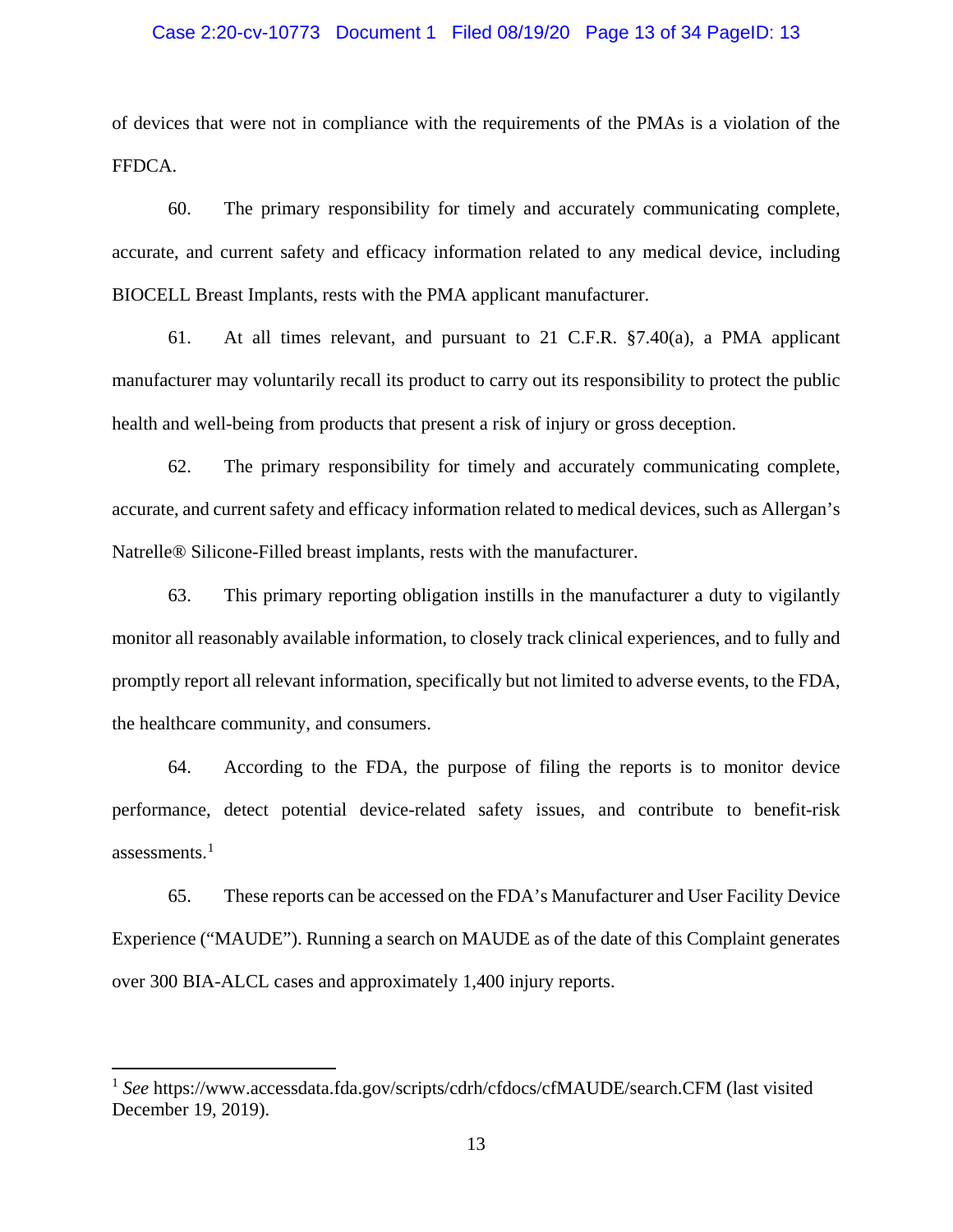of devices that were not in compliance with the requirements of the PMAs is a violation of the FFDCA.

60. The primary responsibility for timely and accurately communicating complete, accurate, and current safety and efficacy information related to any medical device, including BIOCELL Breast Implants, rests with the PMA applicant manufacturer.

61. At all times relevant, and pursuant to 21 C.F.R. §7.40(a), a PMA applicant manufacturer may voluntarily recall its product to carry out its responsibility to protect the public health and well-being from products that present a risk of injury or gross deception.

62. The primary responsibility for timely and accurately communicating complete, accurate, and current safety and efficacy information related to medical devices, such as Allergan's Natrelle® Silicone-Filled breast implants, rests with the manufacturer.

63. This primary reporting obligation instills in the manufacturer a duty to vigilantly monitor all reasonably available information, to closely track clinical experiences, and to fully and promptly report all relevant information, specifically but not limited to adverse events, to the FDA, the healthcare community, and consumers.

64. According to the FDA, the purpose of filing the reports is to monitor device performance, detect potential device-related safety issues, and contribute to benefit-risk assessments.[1]

65. These reports can be accessed on the FDA's Manufacturer and User Facility Device Experience ("MAUDE"). Running a search on MAUDE as of the date of this Complaint generates over 300 BIA-ALCL cases and approximately 1,400 injury reports.

---

[1] *See* https://www.accessdata.fda.gov/scripts/cdrh/cfdocs/cfMAUDE/search.CFM (last visited December 19, 2019).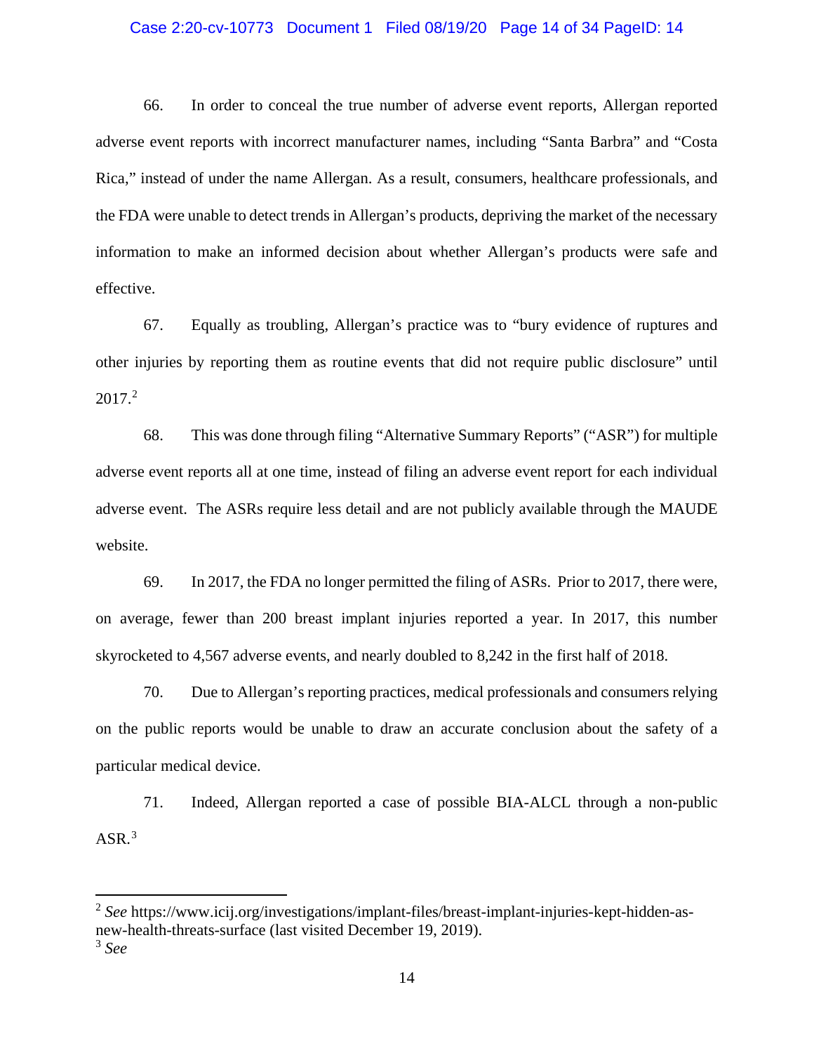66. In order to conceal the true number of adverse event reports, Allergan reported adverse event reports with incorrect manufacturer names, including "Santa Barbra" and "Costa Rica," instead of under the name Allergan. As a result, consumers, healthcare professionals, and the FDA were unable to detect trends in Allergan's products, depriving the market of the necessary information to make an informed decision about whether Allergan's products were safe and effective.

67. Equally as troubling, Allergan's practice was to "bury evidence of ruptures and other injuries by reporting them as routine events that did not require public disclosure" until 2017.[2]

68. This was done through filing "Alternative Summary Reports" ("ASR") for multiple adverse event reports all at one time, instead of filing an adverse event report for each individual adverse event. The ASRs require less detail and are not publicly available through the MAUDE website.

69. In 2017, the FDA no longer permitted the filing of ASRs. Prior to 2017, there were, on average, fewer than 200 breast implant injuries reported a year. In 2017, this number skyrocketed to 4,567 adverse events, and nearly doubled to 8,242 in the first half of 2018.

70. Due to Allergan's reporting practices, medical professionals and consumers relying on the public reports would be unable to draw an accurate conclusion about the safety of a particular medical device.

71. Indeed, Allergan reported a case of possible BIA-ALCL through a non-public ASR.[3]

---

[2] *See* https://www.icij.org/investigations/implant-files/breast-implant-injuries-kept-hidden-as-new-health-threats-surface (last visited December 19, 2019).

[3] *See*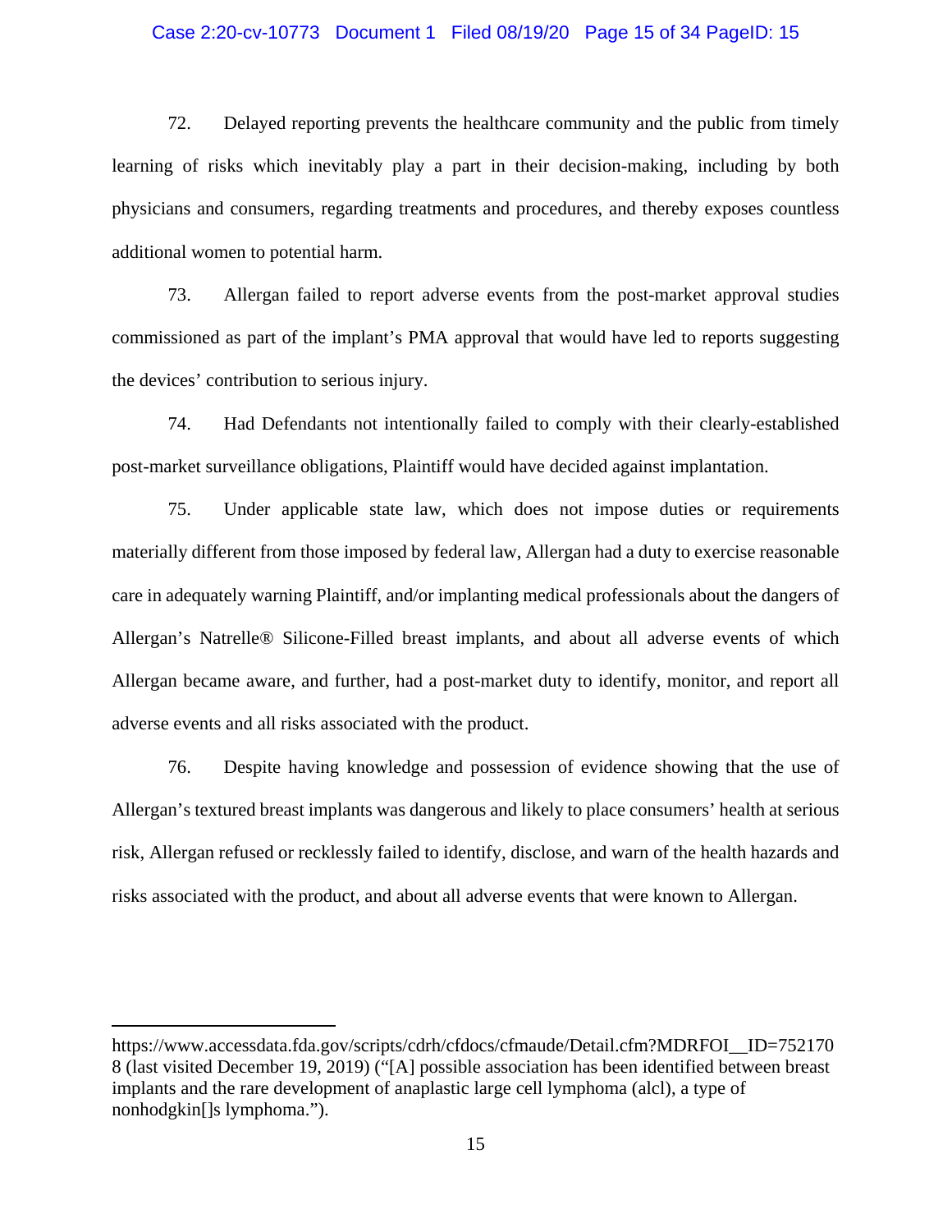72. Delayed reporting prevents the healthcare community and the public from timely learning of risks which inevitably play a part in their decision-making, including by both physicians and consumers, regarding treatments and procedures, and thereby exposes countless additional women to potential harm.

73. Allergan failed to report adverse events from the post-market approval studies commissioned as part of the implant's PMA approval that would have led to reports suggesting the devices' contribution to serious injury.

74. Had Defendants not intentionally failed to comply with their clearly-established post-market surveillance obligations, Plaintiff would have decided against implantation.

75. Under applicable state law, which does not impose duties or requirements materially different from those imposed by federal law, Allergan had a duty to exercise reasonable care in adequately warning Plaintiff, and/or implanting medical professionals about the dangers of Allergan's Natrelle® Silicone-Filled breast implants, and about all adverse events of which Allergan became aware, and further, had a post-market duty to identify, monitor, and report all adverse events and all risks associated with the product.

76. Despite having knowledge and possession of evidence showing that the use of Allergan's textured breast implants was dangerous and likely to place consumers' health at serious risk, Allergan refused or recklessly failed to identify, disclose, and warn of the health hazards and risks associated with the product, and about all adverse events that were known to Allergan.

---

https://www.accessdata.fda.gov/scripts/cdrh/cfdocs/cfmaude/Detail.cfm?MDRFOI__ID=7521708 (last visited December 19, 2019) ("[A] possible association has been identified between breast implants and the rare development of anaplastic large cell lymphoma (alcl), a type of nonhodgkin[]s lymphoma.").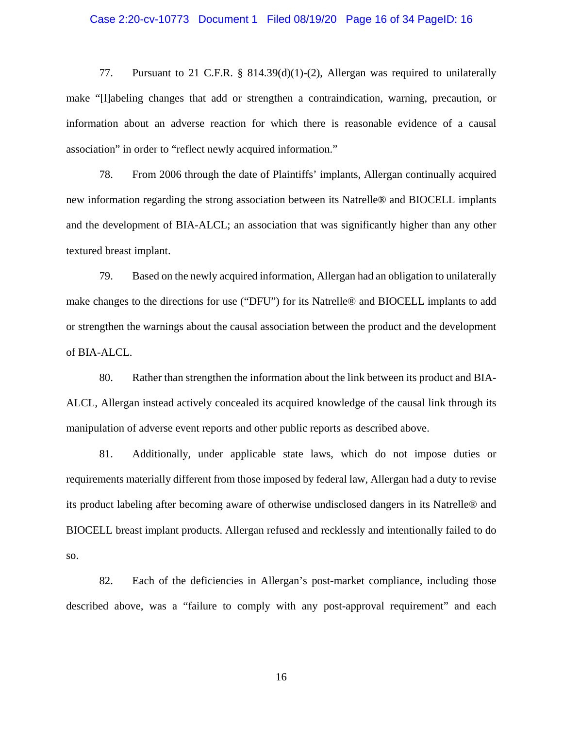77. Pursuant to 21 C.F.R. § 814.39(d)(1)-(2), Allergan was required to unilaterally make "[l]abeling changes that add or strengthen a contraindication, warning, precaution, or information about an adverse reaction for which there is reasonable evidence of a causal association" in order to "reflect newly acquired information."

78. From 2006 through the date of Plaintiffs' implants, Allergan continually acquired new information regarding the strong association between its Natrelle® and BIOCELL implants and the development of BIA-ALCL; an association that was significantly higher than any other textured breast implant.

79. Based on the newly acquired information, Allergan had an obligation to unilaterally make changes to the directions for use ("DFU") for its Natrelle® and BIOCELL implants to add or strengthen the warnings about the causal association between the product and the development of BIA-ALCL.

80. Rather than strengthen the information about the link between its product and BIA-ALCL, Allergan instead actively concealed its acquired knowledge of the causal link through its manipulation of adverse event reports and other public reports as described above.

81. Additionally, under applicable state laws, which do not impose duties or requirements materially different from those imposed by federal law, Allergan had a duty to revise its product labeling after becoming aware of otherwise undisclosed dangers in its Natrelle® and BIOCELL breast implant products. Allergan refused and recklessly and intentionally failed to do so.

82. Each of the deficiencies in Allergan's post-market compliance, including those described above, was a "failure to comply with any post-approval requirement" and each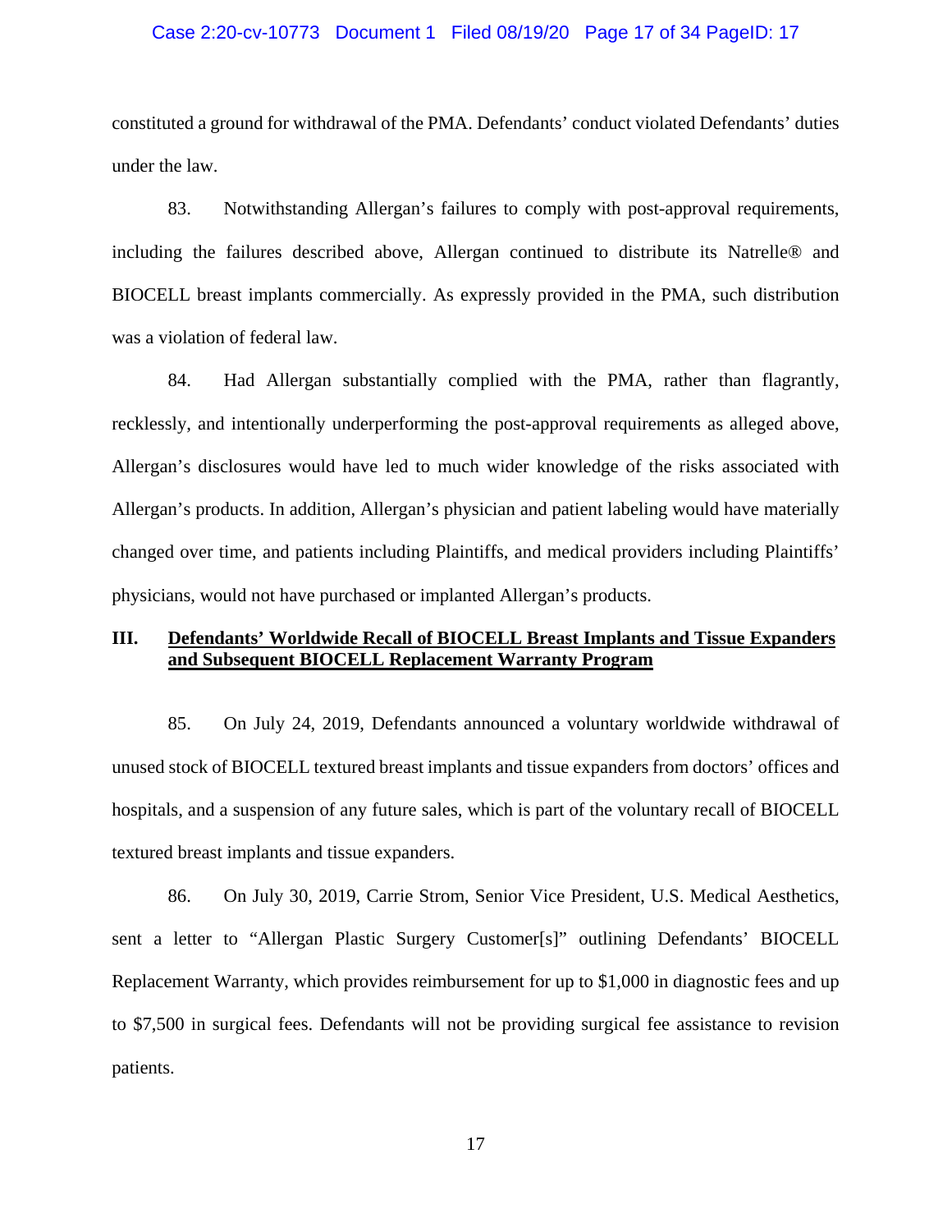constituted a ground for withdrawal of the PMA. Defendants' conduct violated Defendants' duties under the law.

83. Notwithstanding Allergan's failures to comply with post-approval requirements, including the failures described above, Allergan continued to distribute its Natrelle® and BIOCELL breast implants commercially. As expressly provided in the PMA, such distribution was a violation of federal law.

84. Had Allergan substantially complied with the PMA, rather than flagrantly, recklessly, and intentionally underperforming the post-approval requirements as alleged above, Allergan's disclosures would have led to much wider knowledge of the risks associated with Allergan's products. In addition, Allergan's physician and patient labeling would have materially changed over time, and patients including Plaintiffs, and medical providers including Plaintiffs' physicians, would not have purchased or implanted Allergan's products.

## III. <u>Defendants' Worldwide Recall of BIOCELL Breast Implants and Tissue Expanders and Subsequent BIOCELL Replacement Warranty Program</u>

85. On July 24, 2019, Defendants announced a voluntary worldwide withdrawal of unused stock of BIOCELL textured breast implants and tissue expanders from doctors' offices and hospitals, and a suspension of any future sales, which is part of the voluntary recall of BIOCELL textured breast implants and tissue expanders.

86. On July 30, 2019, Carrie Strom, Senior Vice President, U.S. Medical Aesthetics, sent a letter to "Allergan Plastic Surgery Customer[s]" outlining Defendants' BIOCELL Replacement Warranty, which provides reimbursement for up to $1,000 in diagnostic fees and up to $7,500 in surgical fees. Defendants will not be providing surgical fee assistance to revision patients.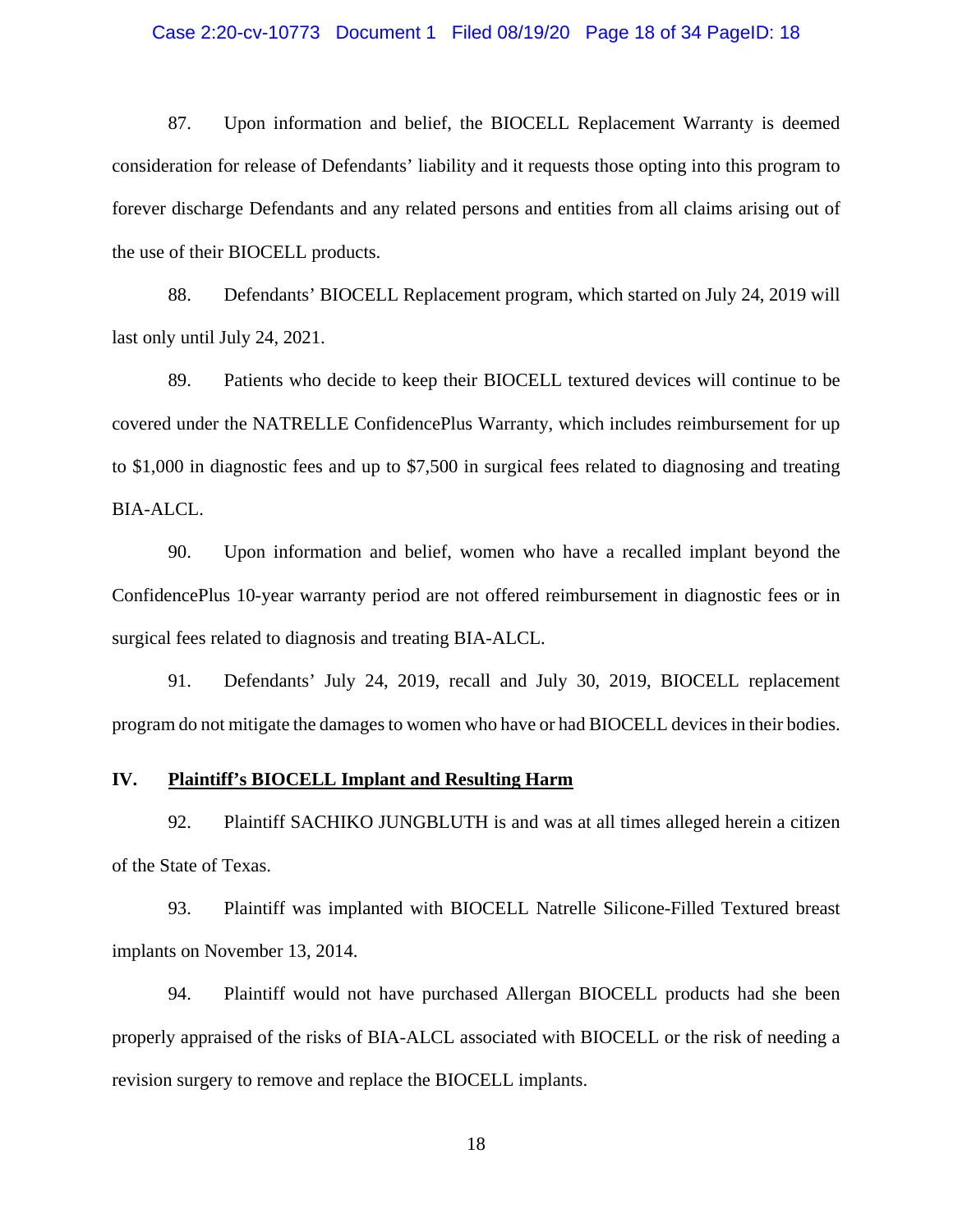87. Upon information and belief, the BIOCELL Replacement Warranty is deemed consideration for release of Defendants' liability and it requests those opting into this program to forever discharge Defendants and any related persons and entities from all claims arising out of the use of their BIOCELL products.

88. Defendants' BIOCELL Replacement program, which started on July 24, 2019 will last only until July 24, 2021.

89. Patients who decide to keep their BIOCELL textured devices will continue to be covered under the NATRELLE ConfidencePlus Warranty, which includes reimbursement for up to $1,000 in diagnostic fees and up to $7,500 in surgical fees related to diagnosing and treating BIA-ALCL.

90. Upon information and belief, women who have a recalled implant beyond the ConfidencePlus 10-year warranty period are not offered reimbursement in diagnostic fees or in surgical fees related to diagnosis and treating BIA-ALCL.

91. Defendants' July 24, 2019, recall and July 30, 2019, BIOCELL replacement program do not mitigate the damages to women who have or had BIOCELL devices in their bodies.

## IV. **Plaintiff's BIOCELL Implant and Resulting Harm**

92. Plaintiff SACHIKO JUNGBLUTH is and was at all times alleged herein a citizen of the State of Texas.

93. Plaintiff was implanted with BIOCELL Natrelle Silicone-Filled Textured breast implants on November 13, 2014.

94. Plaintiff would not have purchased Allergan BIOCELL products had she been properly appraised of the risks of BIA-ALCL associated with BIOCELL or the risk of needing a revision surgery to remove and replace the BIOCELL implants.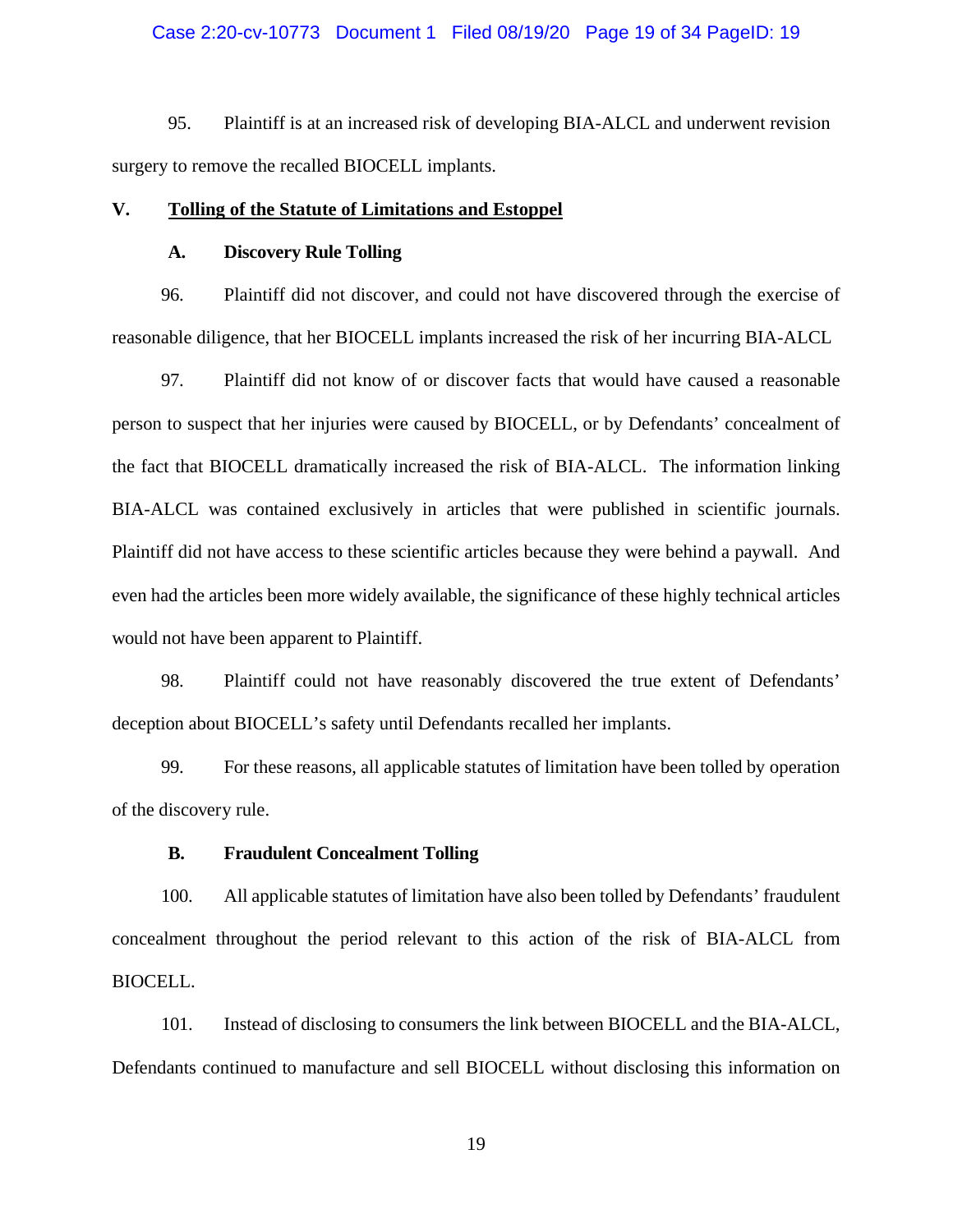95. Plaintiff is at an increased risk of developing BIA-ALCL and underwent revision surgery to remove the recalled BIOCELL implants.

## V. Tolling of the Statute of Limitations and Estoppel

### A. Discovery Rule Tolling

96. Plaintiff did not discover, and could not have discovered through the exercise of reasonable diligence, that her BIOCELL implants increased the risk of her incurring BIA-ALCL

97. Plaintiff did not know of or discover facts that would have caused a reasonable person to suspect that her injuries were caused by BIOCELL, or by Defendants' concealment of the fact that BIOCELL dramatically increased the risk of BIA-ALCL. The information linking BIA-ALCL was contained exclusively in articles that were published in scientific journals. Plaintiff did not have access to these scientific articles because they were behind a paywall. And even had the articles been more widely available, the significance of these highly technical articles would not have been apparent to Plaintiff.

98. Plaintiff could not have reasonably discovered the true extent of Defendants' deception about BIOCELL's safety until Defendants recalled her implants.

99. For these reasons, all applicable statutes of limitation have been tolled by operation of the discovery rule.

### B. Fraudulent Concealment Tolling

100. All applicable statutes of limitation have also been tolled by Defendants' fraudulent concealment throughout the period relevant to this action of the risk of BIA-ALCL from BIOCELL.

101. Instead of disclosing to consumers the link between BIOCELL and the BIA-ALCL, Defendants continued to manufacture and sell BIOCELL without disclosing this information on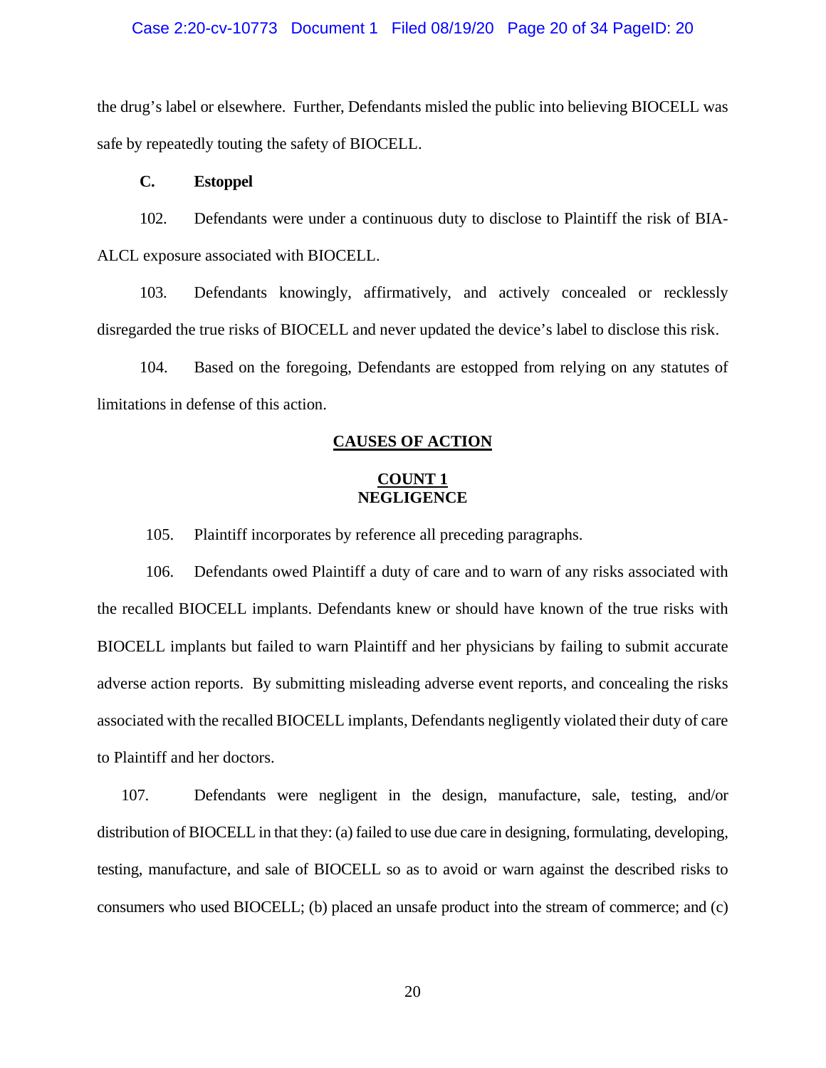the drug's label or elsewhere. Further, Defendants misled the public into believing BIOCELL was safe by repeatedly touting the safety of BIOCELL.

### C. Estoppel

102. Defendants were under a continuous duty to disclose to Plaintiff the risk of BIA-ALCL exposure associated with BIOCELL.

103. Defendants knowingly, affirmatively, and actively concealed or recklessly disregarded the true risks of BIOCELL and never updated the device's label to disclose this risk.

104. Based on the foregoing, Defendants are estopped from relying on any statutes of limitations in defense of this action.

## CAUSES OF ACTION

### COUNT 1
### NEGLIGENCE

105. Plaintiff incorporates by reference all preceding paragraphs.

106. Defendants owed Plaintiff a duty of care and to warn of any risks associated with the recalled BIOCELL implants. Defendants knew or should have known of the true risks with BIOCELL implants but failed to warn Plaintiff and her physicians by failing to submit accurate adverse action reports. By submitting misleading adverse event reports, and concealing the risks associated with the recalled BIOCELL implants, Defendants negligently violated their duty of care to Plaintiff and her doctors.

107. Defendants were negligent in the design, manufacture, sale, testing, and/or distribution of BIOCELL in that they: (a) failed to use due care in designing, formulating, developing, testing, manufacture, and sale of BIOCELL so as to avoid or warn against the described risks to consumers who used BIOCELL; (b) placed an unsafe product into the stream of commerce; and (c)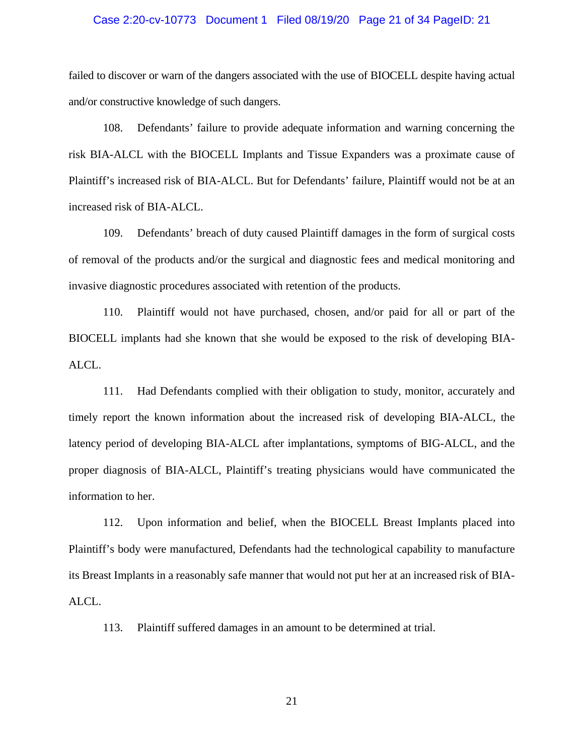failed to discover or warn of the dangers associated with the use of BIOCELL despite having actual and/or constructive knowledge of such dangers.

108. Defendants' failure to provide adequate information and warning concerning the risk BIA-ALCL with the BIOCELL Implants and Tissue Expanders was a proximate cause of Plaintiff's increased risk of BIA-ALCL. But for Defendants' failure, Plaintiff would not be at an increased risk of BIA-ALCL.

109. Defendants' breach of duty caused Plaintiff damages in the form of surgical costs of removal of the products and/or the surgical and diagnostic fees and medical monitoring and invasive diagnostic procedures associated with retention of the products.

110. Plaintiff would not have purchased, chosen, and/or paid for all or part of the BIOCELL implants had she known that she would be exposed to the risk of developing BIA-ALCL.

111. Had Defendants complied with their obligation to study, monitor, accurately and timely report the known information about the increased risk of developing BIA-ALCL, the latency period of developing BIA-ALCL after implantations, symptoms of BIG-ALCL, and the proper diagnosis of BIA-ALCL, Plaintiff's treating physicians would have communicated the information to her.

112. Upon information and belief, when the BIOCELL Breast Implants placed into Plaintiff's body were manufactured, Defendants had the technological capability to manufacture its Breast Implants in a reasonably safe manner that would not put her at an increased risk of BIA-ALCL.

113. Plaintiff suffered damages in an amount to be determined at trial.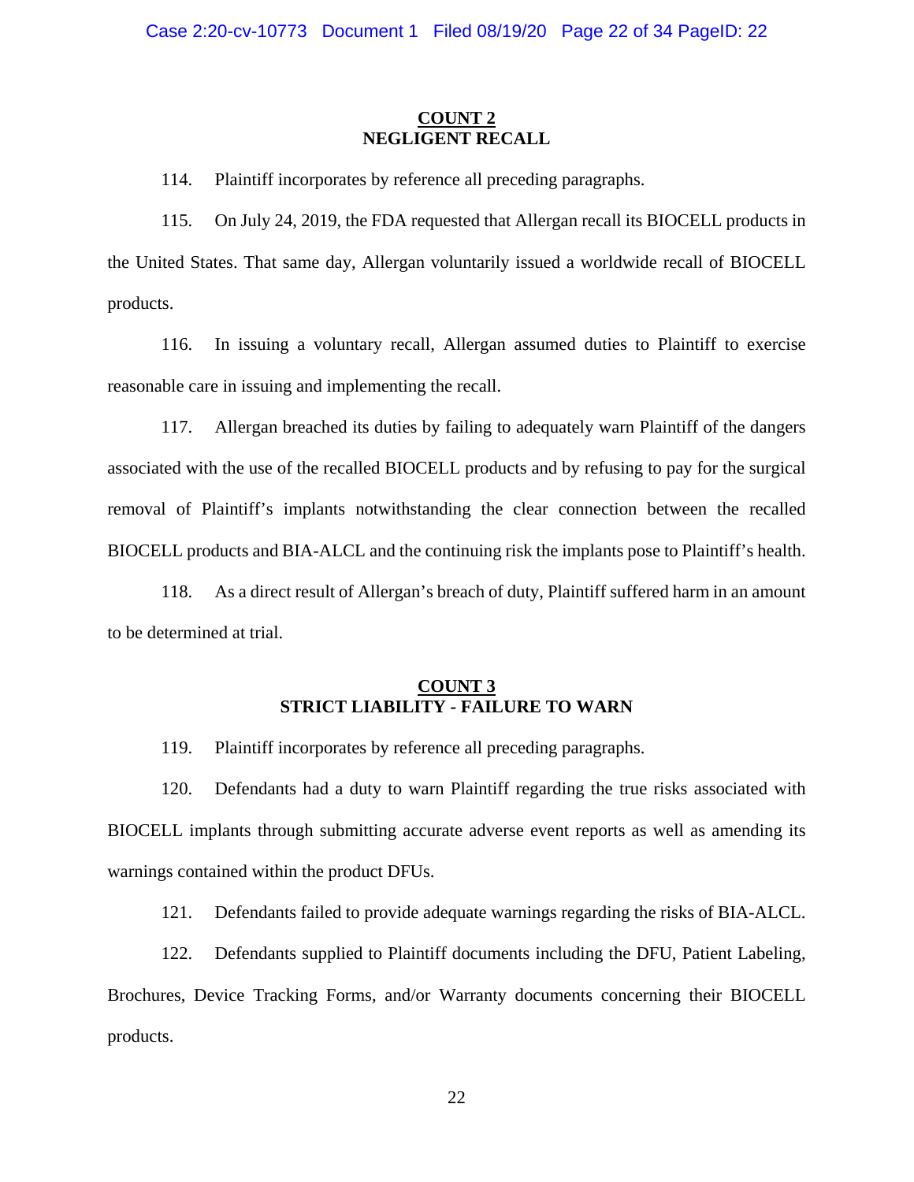## COUNT 2
## NEGLIGENT RECALL

114. Plaintiff incorporates by reference all preceding paragraphs.

115. On July 24, 2019, the FDA requested that Allergan recall its BIOCELL products in the United States. That same day, Allergan voluntarily issued a worldwide recall of BIOCELL products.

116. In issuing a voluntary recall, Allergan assumed duties to Plaintiff to exercise reasonable care in issuing and implementing the recall.

117. Allergan breached its duties by failing to adequately warn Plaintiff of the dangers associated with the use of the recalled BIOCELL products and by refusing to pay for the surgical removal of Plaintiff's implants notwithstanding the clear connection between the recalled BIOCELL products and BIA-ALCL and the continuing risk the implants pose to Plaintiff's health.

118. As a direct result of Allergan's breach of duty, Plaintiff suffered harm in an amount to be determined at trial.

## COUNT 3
## STRICT LIABILITY - FAILURE TO WARN

119. Plaintiff incorporates by reference all preceding paragraphs.

120. Defendants had a duty to warn Plaintiff regarding the true risks associated with BIOCELL implants through submitting accurate adverse event reports as well as amending its warnings contained within the product DFUs.

121. Defendants failed to provide adequate warnings regarding the risks of BIA-ALCL.

122. Defendants supplied to Plaintiff documents including the DFU, Patient Labeling, Brochures, Device Tracking Forms, and/or Warranty documents concerning their BIOCELL products.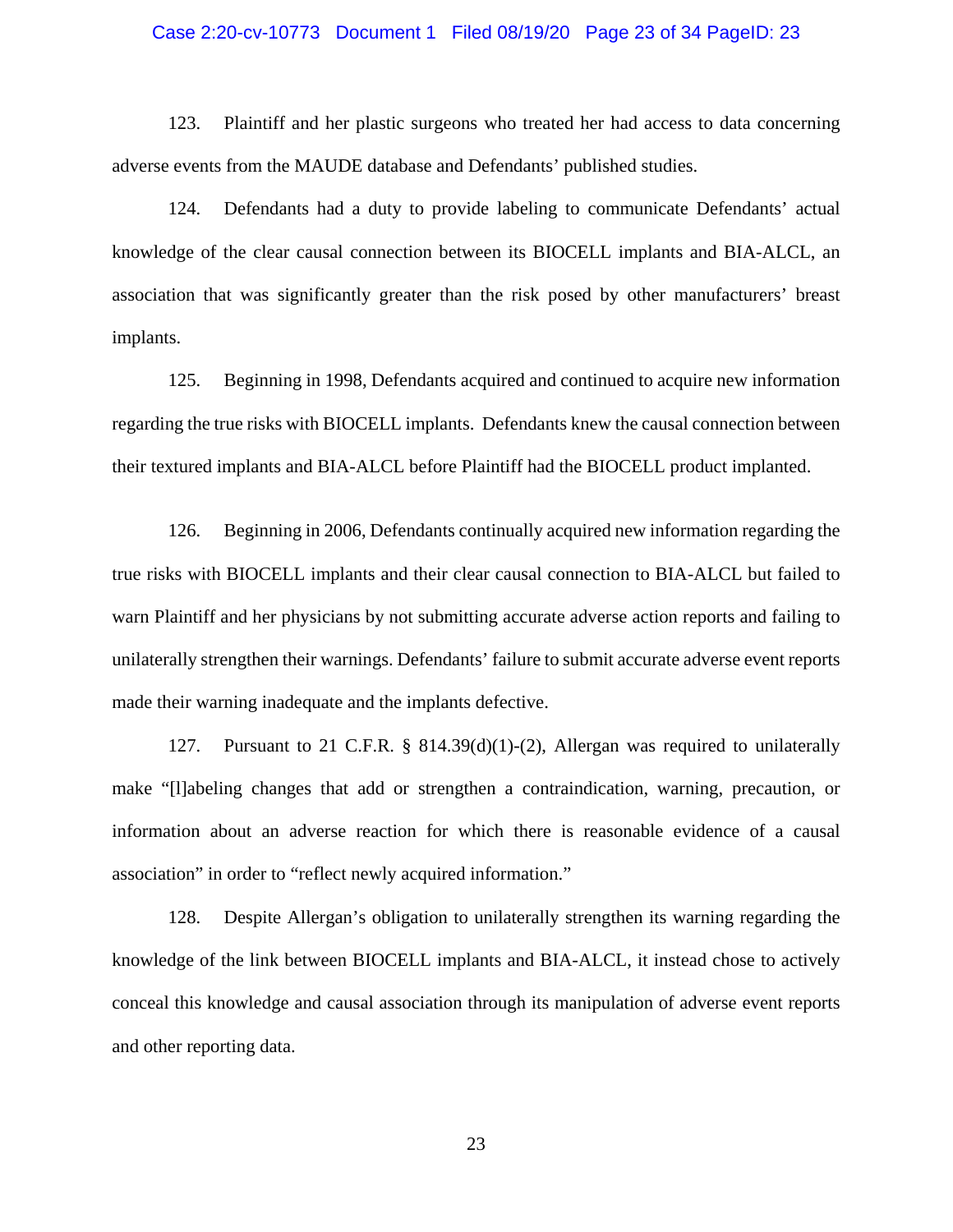123. Plaintiff and her plastic surgeons who treated her had access to data concerning adverse events from the MAUDE database and Defendants' published studies.

124. Defendants had a duty to provide labeling to communicate Defendants' actual knowledge of the clear causal connection between its BIOCELL implants and BIA-ALCL, an association that was significantly greater than the risk posed by other manufacturers' breast implants.

125. Beginning in 1998, Defendants acquired and continued to acquire new information regarding the true risks with BIOCELL implants. Defendants knew the causal connection between their textured implants and BIA-ALCL before Plaintiff had the BIOCELL product implanted.

126. Beginning in 2006, Defendants continually acquired new information regarding the true risks with BIOCELL implants and their clear causal connection to BIA-ALCL but failed to warn Plaintiff and her physicians by not submitting accurate adverse action reports and failing to unilaterally strengthen their warnings. Defendants' failure to submit accurate adverse event reports made their warning inadequate and the implants defective.

127. Pursuant to 21 C.F.R. § 814.39(d)(1)-(2), Allergan was required to unilaterally make "[l]abeling changes that add or strengthen a contraindication, warning, precaution, or information about an adverse reaction for which there is reasonable evidence of a causal association" in order to "reflect newly acquired information."

128. Despite Allergan's obligation to unilaterally strengthen its warning regarding the knowledge of the link between BIOCELL implants and BIA-ALCL, it instead chose to actively conceal this knowledge and causal association through its manipulation of adverse event reports and other reporting data.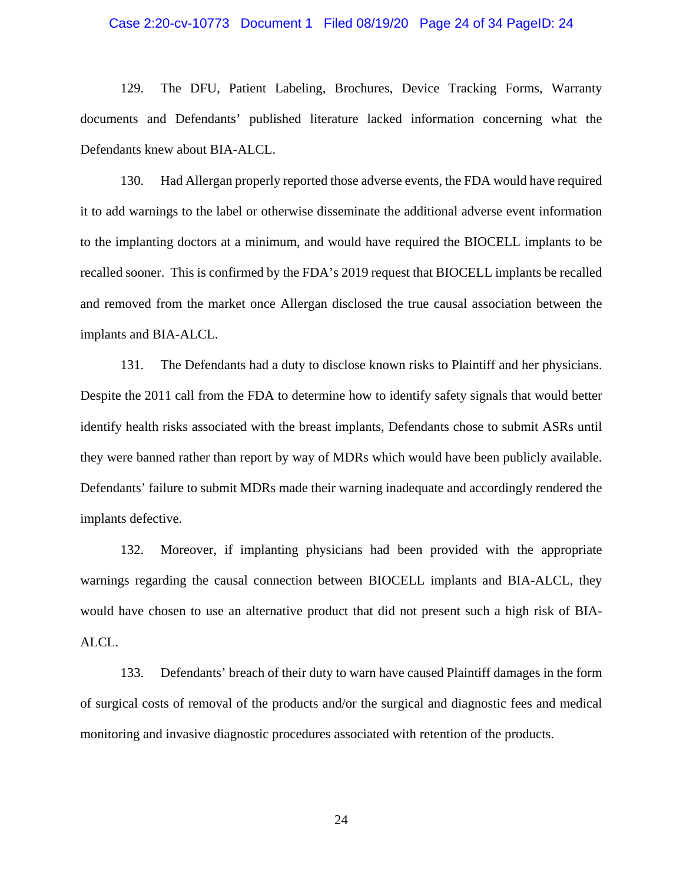129. The DFU, Patient Labeling, Brochures, Device Tracking Forms, Warranty documents and Defendants' published literature lacked information concerning what the Defendants knew about BIA-ALCL.

130. Had Allergan properly reported those adverse events, the FDA would have required it to add warnings to the label or otherwise disseminate the additional adverse event information to the implanting doctors at a minimum, and would have required the BIOCELL implants to be recalled sooner. This is confirmed by the FDA's 2019 request that BIOCELL implants be recalled and removed from the market once Allergan disclosed the true causal association between the implants and BIA-ALCL.

131. The Defendants had a duty to disclose known risks to Plaintiff and her physicians. Despite the 2011 call from the FDA to determine how to identify safety signals that would better identify health risks associated with the breast implants, Defendants chose to submit ASRs until they were banned rather than report by way of MDRs which would have been publicly available. Defendants' failure to submit MDRs made their warning inadequate and accordingly rendered the implants defective.

132. Moreover, if implanting physicians had been provided with the appropriate warnings regarding the causal connection between BIOCELL implants and BIA-ALCL, they would have chosen to use an alternative product that did not present such a high risk of BIA-ALCL.

133. Defendants' breach of their duty to warn have caused Plaintiff damages in the form of surgical costs of removal of the products and/or the surgical and diagnostic fees and medical monitoring and invasive diagnostic procedures associated with retention of the products.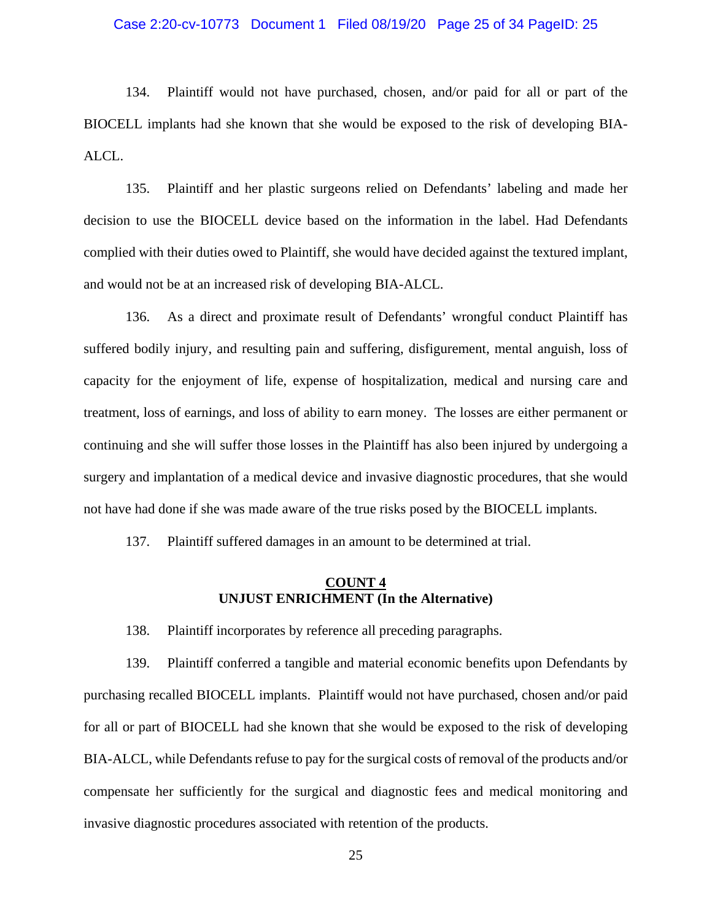134. Plaintiff would not have purchased, chosen, and/or paid for all or part of the BIOCELL implants had she known that she would be exposed to the risk of developing BIA-ALCL.

135. Plaintiff and her plastic surgeons relied on Defendants' labeling and made her decision to use the BIOCELL device based on the information in the label. Had Defendants complied with their duties owed to Plaintiff, she would have decided against the textured implant, and would not be at an increased risk of developing BIA-ALCL.

136. As a direct and proximate result of Defendants' wrongful conduct Plaintiff has suffered bodily injury, and resulting pain and suffering, disfigurement, mental anguish, loss of capacity for the enjoyment of life, expense of hospitalization, medical and nursing care and treatment, loss of earnings, and loss of ability to earn money. The losses are either permanent or continuing and she will suffer those losses in the Plaintiff has also been injured by undergoing a surgery and implantation of a medical device and invasive diagnostic procedures, that she would not have had done if she was made aware of the true risks posed by the BIOCELL implants.

137. Plaintiff suffered damages in an amount to be determined at trial.

## <u>COUNT 4</u>
## UNJUST ENRICHMENT (In the Alternative)

138. Plaintiff incorporates by reference all preceding paragraphs.

139. Plaintiff conferred a tangible and material economic benefits upon Defendants by purchasing recalled BIOCELL implants. Plaintiff would not have purchased, chosen and/or paid for all or part of BIOCELL had she known that she would be exposed to the risk of developing BIA-ALCL, while Defendants refuse to pay for the surgical costs of removal of the products and/or compensate her sufficiently for the surgical and diagnostic fees and medical monitoring and invasive diagnostic procedures associated with retention of the products.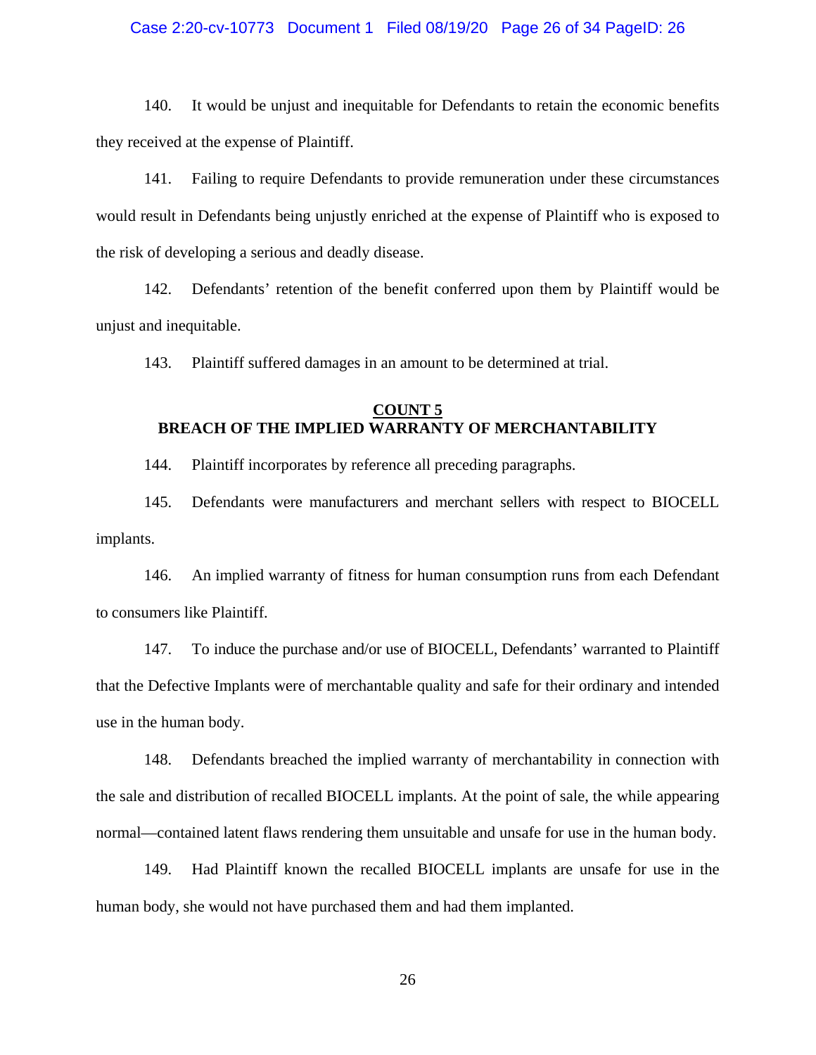140. It would be unjust and inequitable for Defendants to retain the economic benefits they received at the expense of Plaintiff.

141. Failing to require Defendants to provide remuneration under these circumstances would result in Defendants being unjustly enriched at the expense of Plaintiff who is exposed to the risk of developing a serious and deadly disease.

142. Defendants' retention of the benefit conferred upon them by Plaintiff would be unjust and inequitable.

143. Plaintiff suffered damages in an amount to be determined at trial.

## COUNT 5
## BREACH OF THE IMPLIED WARRANTY OF MERCHANTABILITY

144. Plaintiff incorporates by reference all preceding paragraphs.

145. Defendants were manufacturers and merchant sellers with respect to BIOCELL implants.

146. An implied warranty of fitness for human consumption runs from each Defendant to consumers like Plaintiff.

147. To induce the purchase and/or use of BIOCELL, Defendants' warranted to Plaintiff that the Defective Implants were of merchantable quality and safe for their ordinary and intended use in the human body.

148. Defendants breached the implied warranty of merchantability in connection with the sale and distribution of recalled BIOCELL implants. At the point of sale, the while appearing normal—contained latent flaws rendering them unsuitable and unsafe for use in the human body.

149. Had Plaintiff known the recalled BIOCELL implants are unsafe for use in the human body, she would not have purchased them and had them implanted.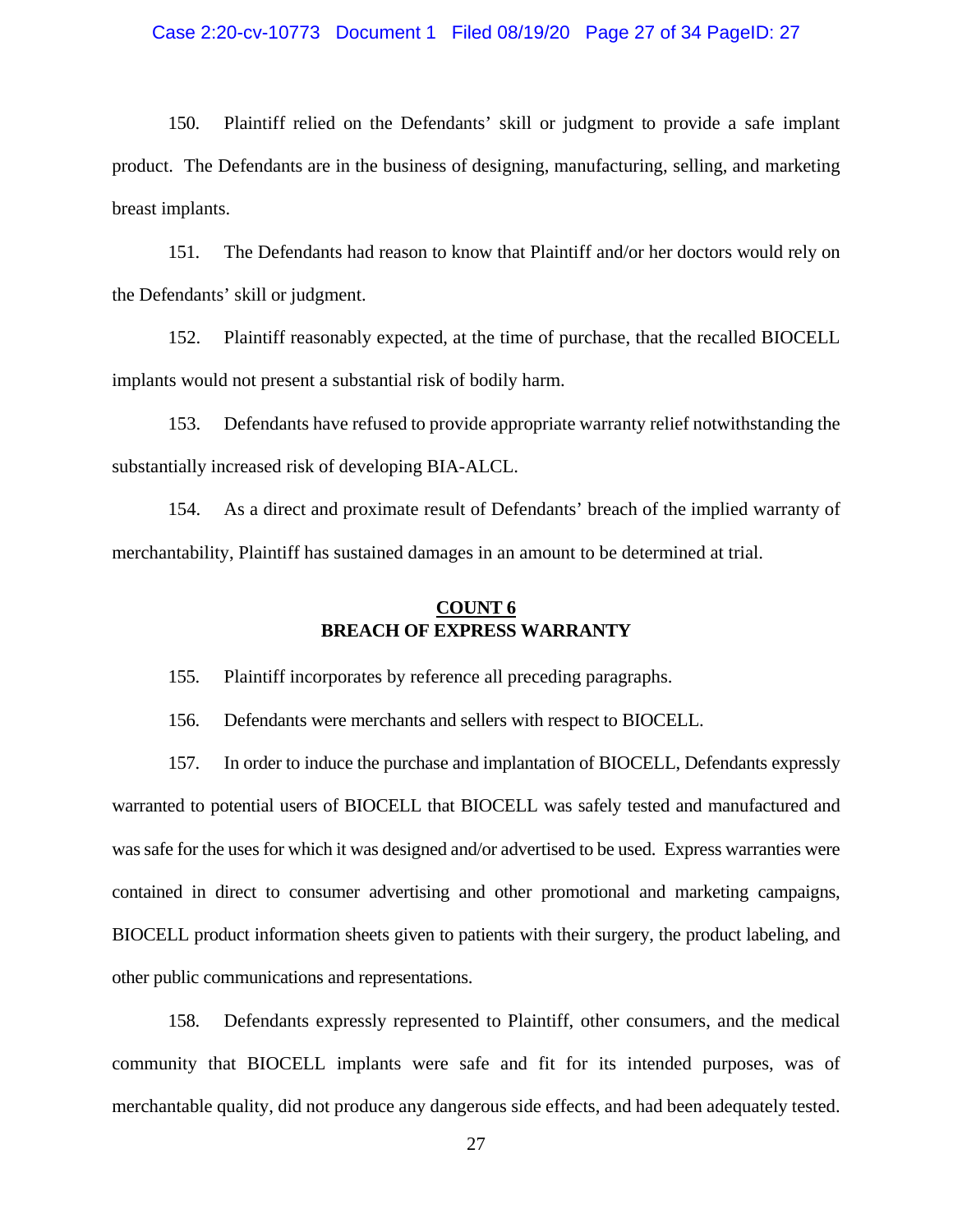150. Plaintiff relied on the Defendants' skill or judgment to provide a safe implant product. The Defendants are in the business of designing, manufacturing, selling, and marketing breast implants.

151. The Defendants had reason to know that Plaintiff and/or her doctors would rely on the Defendants' skill or judgment.

152. Plaintiff reasonably expected, at the time of purchase, that the recalled BIOCELL implants would not present a substantial risk of bodily harm.

153. Defendants have refused to provide appropriate warranty relief notwithstanding the substantially increased risk of developing BIA-ALCL.

154. As a direct and proximate result of Defendants' breach of the implied warranty of merchantability, Plaintiff has sustained damages in an amount to be determined at trial.

## COUNT 6
## BREACH OF EXPRESS WARRANTY

155. Plaintiff incorporates by reference all preceding paragraphs.

156. Defendants were merchants and sellers with respect to BIOCELL.

157. In order to induce the purchase and implantation of BIOCELL, Defendants expressly warranted to potential users of BIOCELL that BIOCELL was safely tested and manufactured and was safe for the uses for which it was designed and/or advertised to be used. Express warranties were contained in direct to consumer advertising and other promotional and marketing campaigns, BIOCELL product information sheets given to patients with their surgery, the product labeling, and other public communications and representations.

158. Defendants expressly represented to Plaintiff, other consumers, and the medical community that BIOCELL implants were safe and fit for its intended purposes, was of merchantable quality, did not produce any dangerous side effects, and had been adequately tested.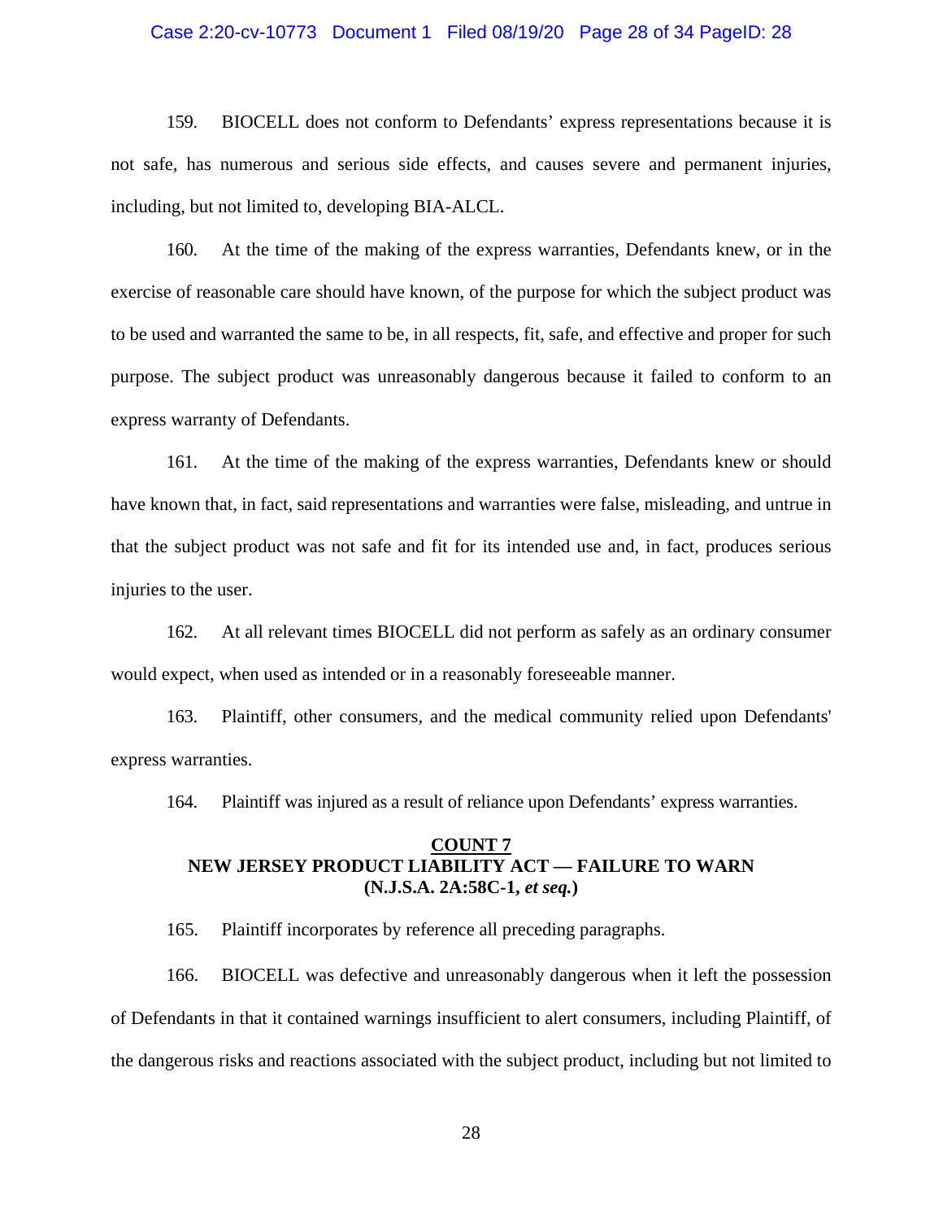159. BIOCELL does not conform to Defendants' express representations because it is not safe, has numerous and serious side effects, and causes severe and permanent injuries, including, but not limited to, developing BIA-ALCL.

160. At the time of the making of the express warranties, Defendants knew, or in the exercise of reasonable care should have known, of the purpose for which the subject product was to be used and warranted the same to be, in all respects, fit, safe, and effective and proper for such purpose. The subject product was unreasonably dangerous because it failed to conform to an express warranty of Defendants.

161. At the time of the making of the express warranties, Defendants knew or should have known that, in fact, said representations and warranties were false, misleading, and untrue in that the subject product was not safe and fit for its intended use and, in fact, produces serious injuries to the user.

162. At all relevant times BIOCELL did not perform as safely as an ordinary consumer would expect, when used as intended or in a reasonably foreseeable manner.

163. Plaintiff, other consumers, and the medical community relied upon Defendants' express warranties.

164. Plaintiff was injured as a result of reliance upon Defendants' express warranties.

**COUNT 7**
**NEW JERSEY PRODUCT LIABILITY ACT — FAILURE TO WARN**
**(N.J.S.A. 2A:58C-1, *et seq.*)**

165. Plaintiff incorporates by reference all preceding paragraphs.

166. BIOCELL was defective and unreasonably dangerous when it left the possession of Defendants in that it contained warnings insufficient to alert consumers, including Plaintiff, of the dangerous risks and reactions associated with the subject product, including but not limited to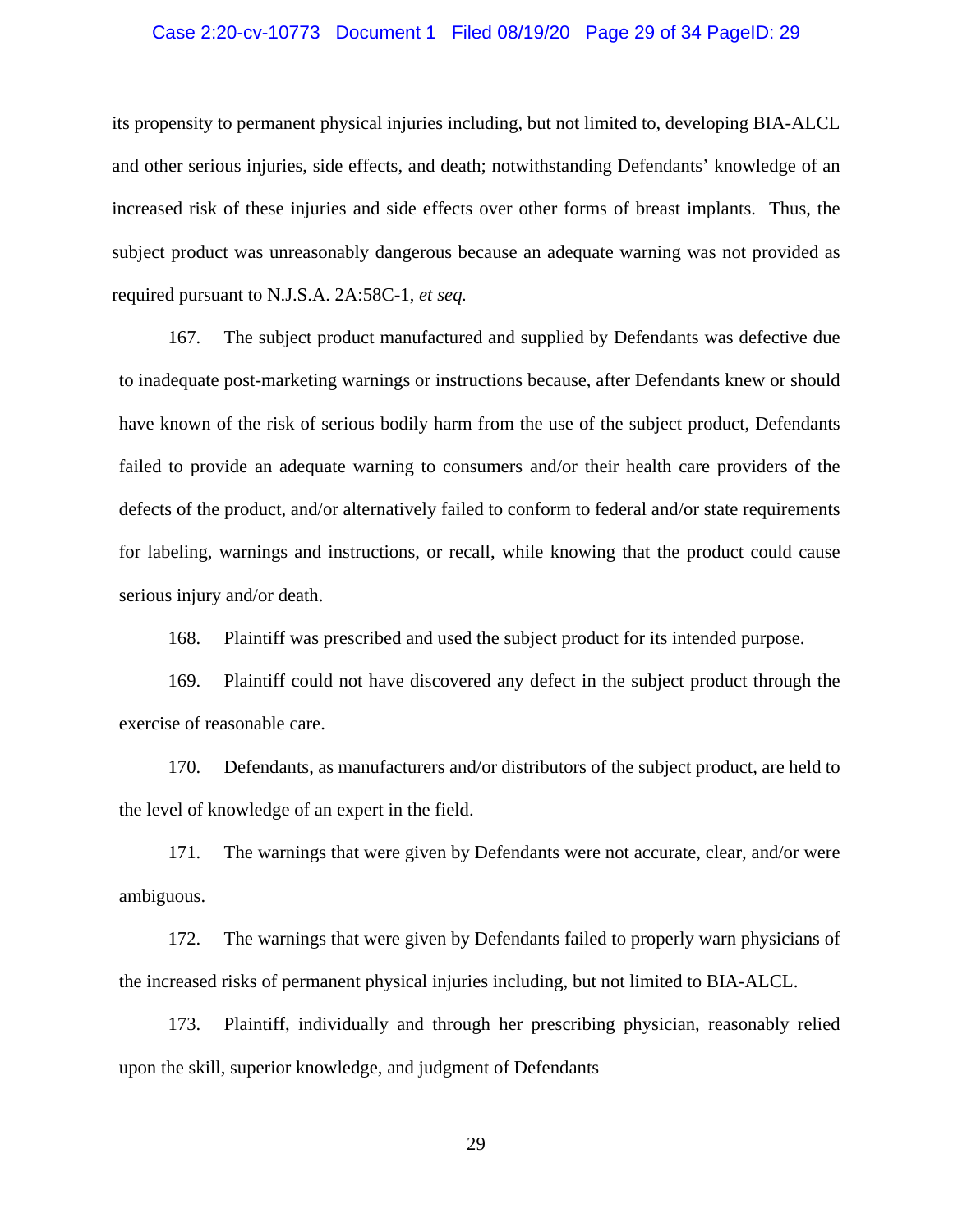its propensity to permanent physical injuries including, but not limited to, developing BIA-ALCL and other serious injuries, side effects, and death; notwithstanding Defendants' knowledge of an increased risk of these injuries and side effects over other forms of breast implants. Thus, the subject product was unreasonably dangerous because an adequate warning was not provided as required pursuant to N.J.S.A. 2A:58C-1, *et seq.*

167. The subject product manufactured and supplied by Defendants was defective due to inadequate post-marketing warnings or instructions because, after Defendants knew or should have known of the risk of serious bodily harm from the use of the subject product, Defendants failed to provide an adequate warning to consumers and/or their health care providers of the defects of the product, and/or alternatively failed to conform to federal and/or state requirements for labeling, warnings and instructions, or recall, while knowing that the product could cause serious injury and/or death.

168. Plaintiff was prescribed and used the subject product for its intended purpose.

169. Plaintiff could not have discovered any defect in the subject product through the exercise of reasonable care.

170. Defendants, as manufacturers and/or distributors of the subject product, are held to the level of knowledge of an expert in the field.

171. The warnings that were given by Defendants were not accurate, clear, and/or were ambiguous.

172. The warnings that were given by Defendants failed to properly warn physicians of the increased risks of permanent physical injuries including, but not limited to BIA-ALCL.

173. Plaintiff, individually and through her prescribing physician, reasonably relied upon the skill, superior knowledge, and judgment of Defendants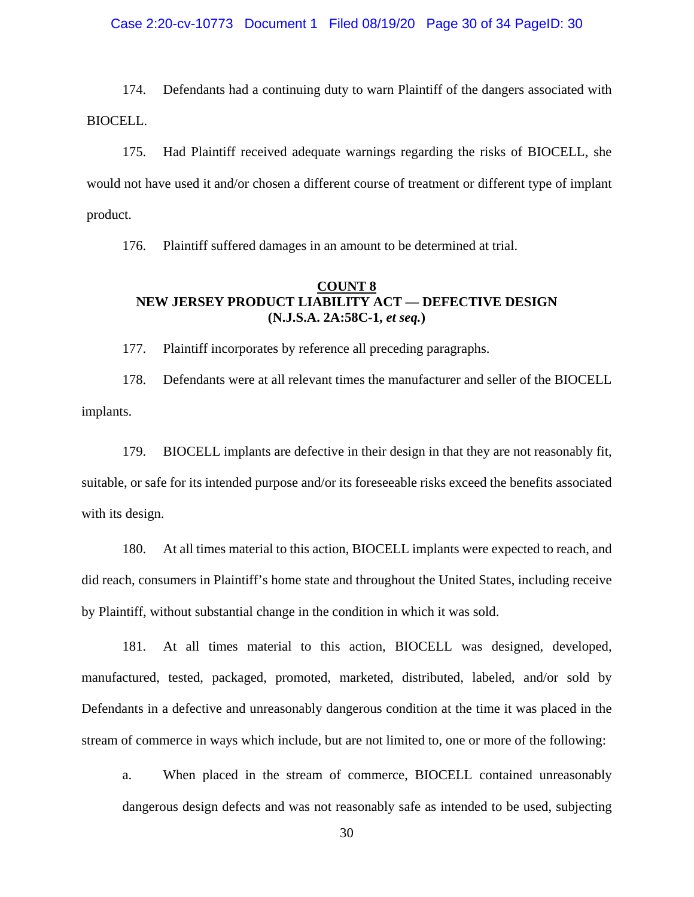174. Defendants had a continuing duty to warn Plaintiff of the dangers associated with BIOCELL.

175. Had Plaintiff received adequate warnings regarding the risks of BIOCELL, she would not have used it and/or chosen a different course of treatment or different type of implant product.

176. Plaintiff suffered damages in an amount to be determined at trial.

## COUNT 8
## NEW JERSEY PRODUCT LIABILITY ACT — DEFECTIVE DESIGN
## (N.J.S.A. 2A:58C-1, *et seq.*)

177. Plaintiff incorporates by reference all preceding paragraphs.

178. Defendants were at all relevant times the manufacturer and seller of the BIOCELL implants.

179. BIOCELL implants are defective in their design in that they are not reasonably fit, suitable, or safe for its intended purpose and/or its foreseeable risks exceed the benefits associated with its design.

180. At all times material to this action, BIOCELL implants were expected to reach, and did reach, consumers in Plaintiff's home state and throughout the United States, including receive by Plaintiff, without substantial change in the condition in which it was sold.

181. At all times material to this action, BIOCELL was designed, developed, manufactured, tested, packaged, promoted, marketed, distributed, labeled, and/or sold by Defendants in a defective and unreasonably dangerous condition at the time it was placed in the stream of commerce in ways which include, but are not limited to, one or more of the following:

a. When placed in the stream of commerce, BIOCELL contained unreasonably dangerous design defects and was not reasonably safe as intended to be used, subjecting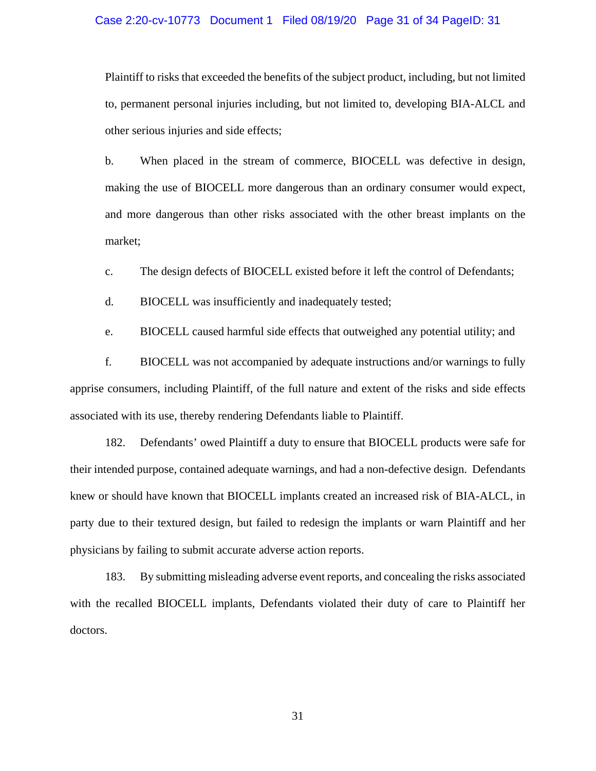Plaintiff to risks that exceeded the benefits of the subject product, including, but not limited to, permanent personal injuries including, but not limited to, developing BIA-ALCL and other serious injuries and side effects;

b. When placed in the stream of commerce, BIOCELL was defective in design, making the use of BIOCELL more dangerous than an ordinary consumer would expect, and more dangerous than other risks associated with the other breast implants on the market;

c. The design defects of BIOCELL existed before it left the control of Defendants;

d. BIOCELL was insufficiently and inadequately tested;

e. BIOCELL caused harmful side effects that outweighed any potential utility; and

f. BIOCELL was not accompanied by adequate instructions and/or warnings to fully apprise consumers, including Plaintiff, of the full nature and extent of the risks and side effects associated with its use, thereby rendering Defendants liable to Plaintiff.

182. Defendants' owed Plaintiff a duty to ensure that BIOCELL products were safe for their intended purpose, contained adequate warnings, and had a non-defective design. Defendants knew or should have known that BIOCELL implants created an increased risk of BIA-ALCL, in party due to their textured design, but failed to redesign the implants or warn Plaintiff and her physicians by failing to submit accurate adverse action reports.

183. By submitting misleading adverse event reports, and concealing the risks associated with the recalled BIOCELL implants, Defendants violated their duty of care to Plaintiff her doctors.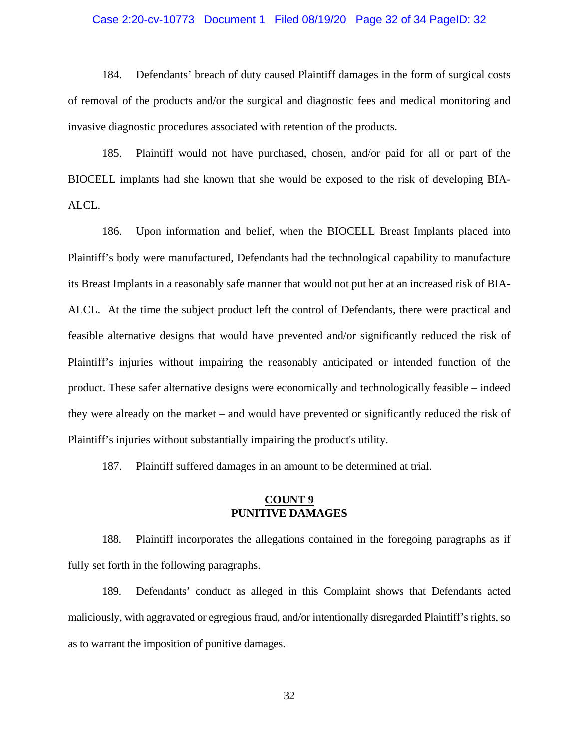184. Defendants' breach of duty caused Plaintiff damages in the form of surgical costs of removal of the products and/or the surgical and diagnostic fees and medical monitoring and invasive diagnostic procedures associated with retention of the products.

185. Plaintiff would not have purchased, chosen, and/or paid for all or part of the BIOCELL implants had she known that she would be exposed to the risk of developing BIA-ALCL.

186. Upon information and belief, when the BIOCELL Breast Implants placed into Plaintiff's body were manufactured, Defendants had the technological capability to manufacture its Breast Implants in a reasonably safe manner that would not put her at an increased risk of BIA-ALCL. At the time the subject product left the control of Defendants, there were practical and feasible alternative designs that would have prevented and/or significantly reduced the risk of Plaintiff's injuries without impairing the reasonably anticipated or intended function of the product. These safer alternative designs were economically and technologically feasible – indeed they were already on the market – and would have prevented or significantly reduced the risk of Plaintiff's injuries without substantially impairing the product's utility.

187. Plaintiff suffered damages in an amount to be determined at trial.

**COUNT 9**
**PUNITIVE DAMAGES**

188. Plaintiff incorporates the allegations contained in the foregoing paragraphs as if fully set forth in the following paragraphs.

189. Defendants' conduct as alleged in this Complaint shows that Defendants acted maliciously, with aggravated or egregious fraud, and/or intentionally disregarded Plaintiff's rights, so as to warrant the imposition of punitive damages.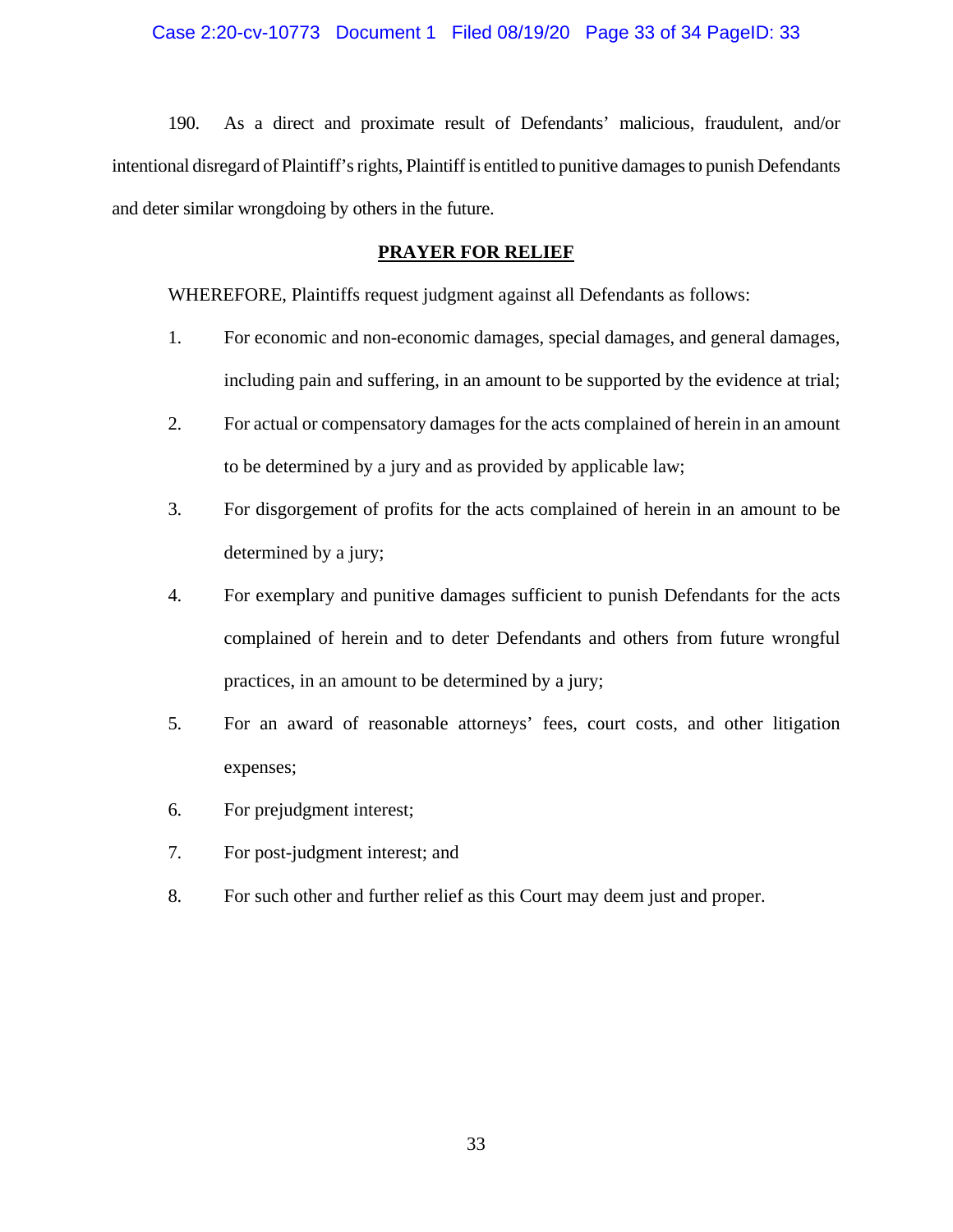190. As a direct and proximate result of Defendants' malicious, fraudulent, and/or intentional disregard of Plaintiff's rights, Plaintiff is entitled to punitive damages to punish Defendants and deter similar wrongdoing by others in the future.

## PRAYER FOR RELIEF

WHEREFORE, Plaintiffs request judgment against all Defendants as follows:

1. For economic and non-economic damages, special damages, and general damages, including pain and suffering, in an amount to be supported by the evidence at trial;
2. For actual or compensatory damages for the acts complained of herein in an amount to be determined by a jury and as provided by applicable law;
3. For disgorgement of profits for the acts complained of herein in an amount to be determined by a jury;
4. For exemplary and punitive damages sufficient to punish Defendants for the acts complained of herein and to deter Defendants and others from future wrongful practices, in an amount to be determined by a jury;
5. For an award of reasonable attorneys' fees, court costs, and other litigation expenses;
6. For prejudgment interest;
7. For post-judgment interest; and
8. For such other and further relief as this Court may deem just and proper.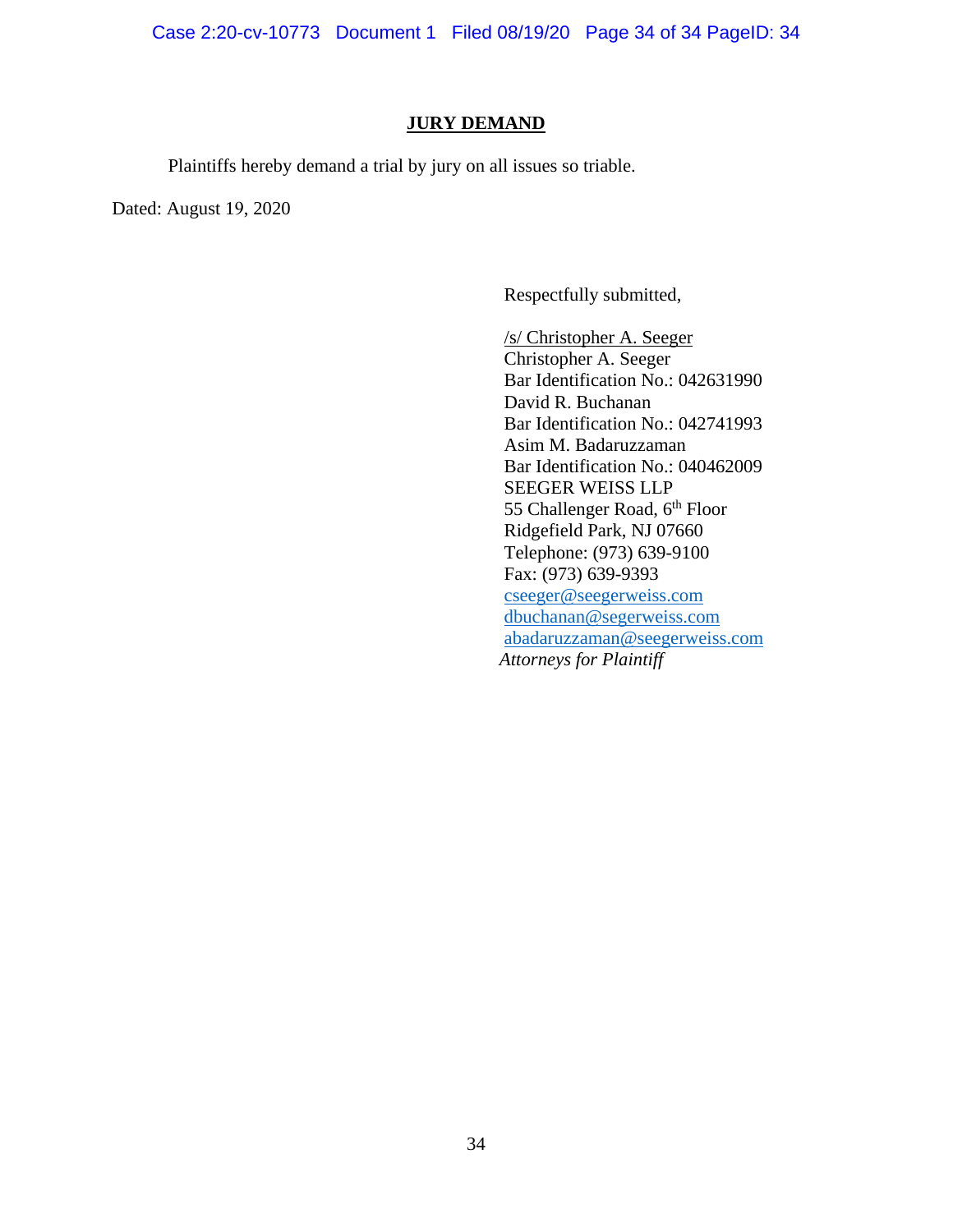## JURY DEMAND

Plaintiffs hereby demand a trial by jury on all issues so triable.

Dated: August 19, 2020

Respectfully submitted,

/s/ Christopher A. Seeger
Christopher A. Seeger
Bar Identification No.: 042631990
David R. Buchanan
Bar Identification No.: 042741993
Asim M. Badaruzzaman
Bar Identification No.: 040462009
SEEGER WEISS LLP
55 Challenger Road, 6th Floor
Ridgefield Park, NJ 07660
Telephone: (973) 639-9100
Fax: (973) 639-9393
cseeger@seegerweiss.com
dbuchanan@segerweiss.com
abadaruzzaman@seegerweiss.com
*Attorneys for Plaintiff*